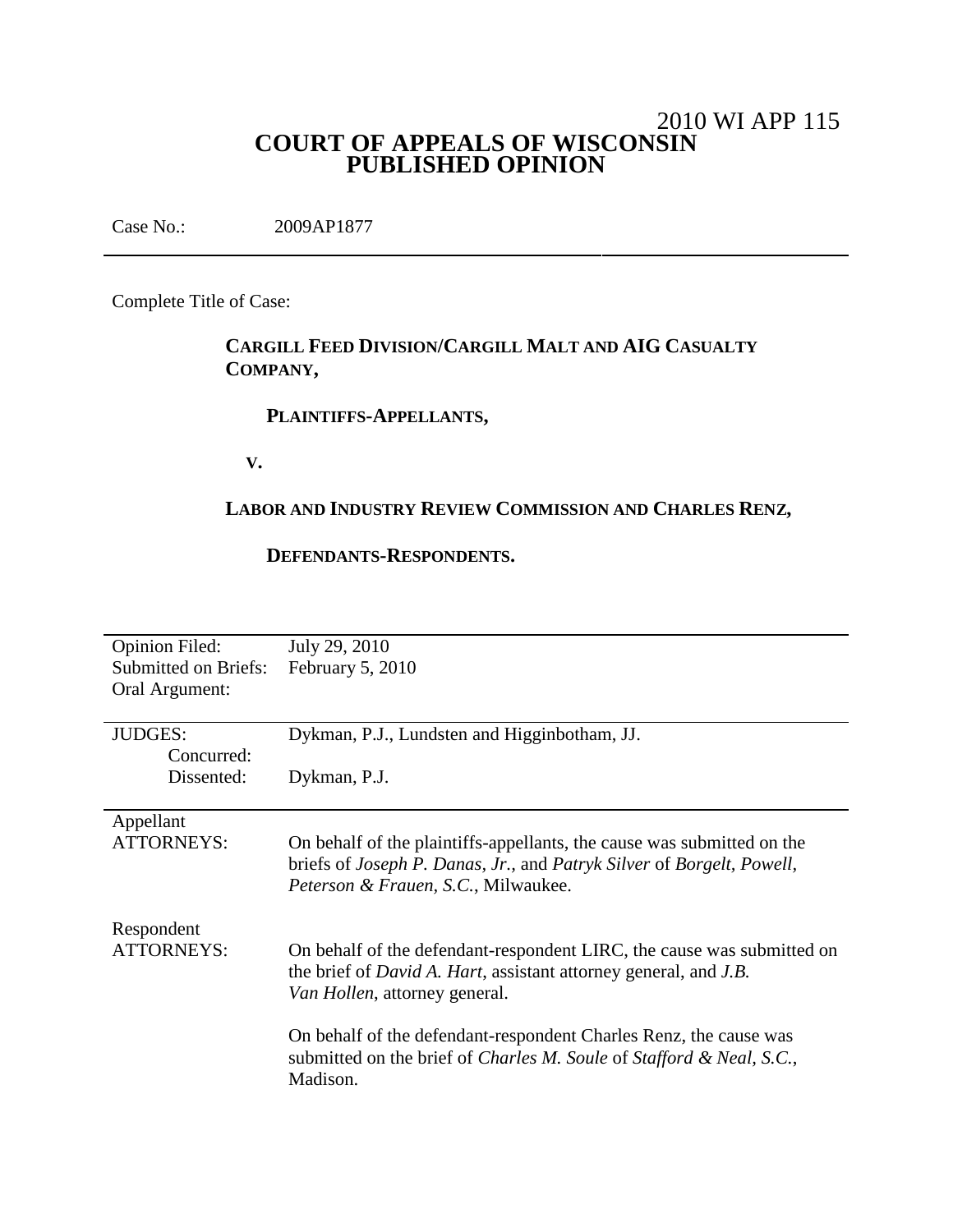2010 WI APP 115

# COURT OF APPEALS OF WISCONSIN
# PUBLISHED OPINION

Case No.: 2009AP1877

---

Complete Title of Case:

**CARGILL FEED DIVISION/CARGILL MALT AND AIG CASUALTY COMPANY,**

**PLAINTIFFS-APPELLANTS,**

**V.**

**LABOR AND INDUSTRY REVIEW COMMISSION AND CHARLES RENZ,**

**DEFENDANTS-RESPONDENTS.**

---

| | |
|---|---|
| Opinion Filed: | July 29, 2010 |
| Submitted on Briefs: | February 5, 2010 |
| Oral Argument: | |
| JUDGES: | Dykman, P.J., Lundsten and Higginbotham, JJ. |
| Concurred: | |
| Dissented: | Dykman, P.J. |
| Appellant ATTORNEYS: | On behalf of the plaintiffs-appellants, the cause was submitted on the briefs of *Joseph P. Danas, Jr.*, and *Patryk Silver* of *Borgelt, Powell, Peterson & Frauen, S.C.*, Milwaukee. |
| Respondent ATTORNEYS: | On behalf of the defendant-respondent LIRC, the cause was submitted on the brief of *David A. Hart*, assistant attorney general, and *J.B. Van Hollen*, attorney general.<br><br>On behalf of the defendant-respondent Charles Renz, the cause was submitted on the brief of *Charles M. Soule* of *Stafford & Neal, S.C.*, Madison. |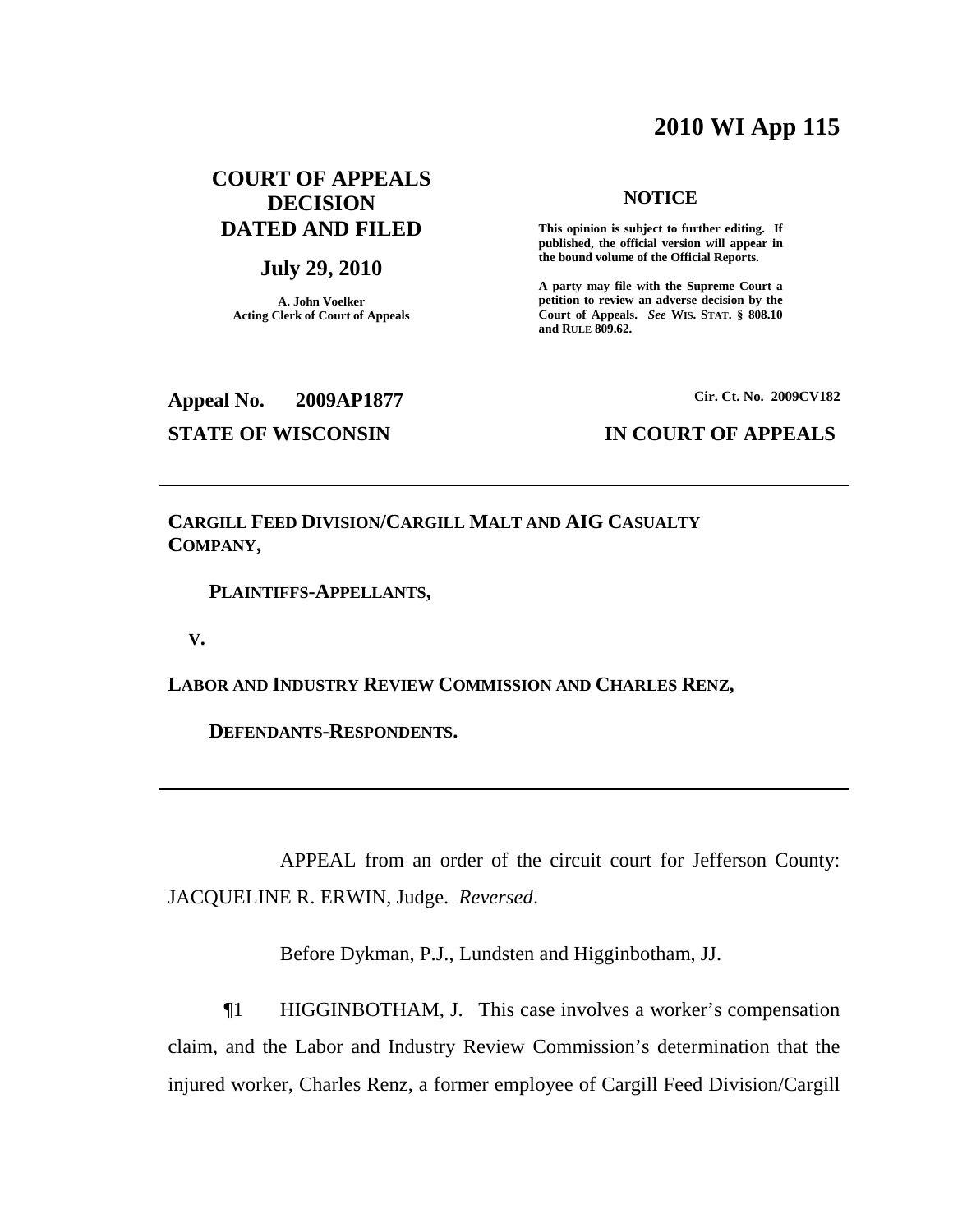# 2010 WI App 115

## COURT OF APPEALS DECISION DATED AND FILED

**July 29, 2010**

**A. John Voelker**
**Acting Clerk of Court of Appeals**

**NOTICE**

**This opinion is subject to further editing. If published, the official version will appear in the bound volume of the Official Reports.**

**A party may file with the Supreme Court a petition to review an adverse decision by the Court of Appeals.** ***See*** **WIS. STAT. § 808.10 and RULE 809.62.**

**Appeal No. 2009AP1877** **Cir. Ct. No. 2009CV182**

**STATE OF WISCONSIN** **IN COURT OF APPEALS**

---

**CARGILL FEED DIVISION/CARGILL MALT AND AIG CASUALTY COMPANY,**

**PLAINTIFFS-APPELLANTS,**

**V.**

**LABOR AND INDUSTRY REVIEW COMMISSION AND CHARLES RENZ,**

**DEFENDANTS-RESPONDENTS.**

---

APPEAL from an order of the circuit court for Jefferson County: JACQUELINE R. ERWIN, Judge. *Reversed*.

Before Dykman, P.J., Lundsten and Higginbotham, JJ.

¶1 HIGGINBOTHAM, J. This case involves a worker's compensation claim, and the Labor and Industry Review Commission's determination that the injured worker, Charles Renz, a former employee of Cargill Feed Division/Cargill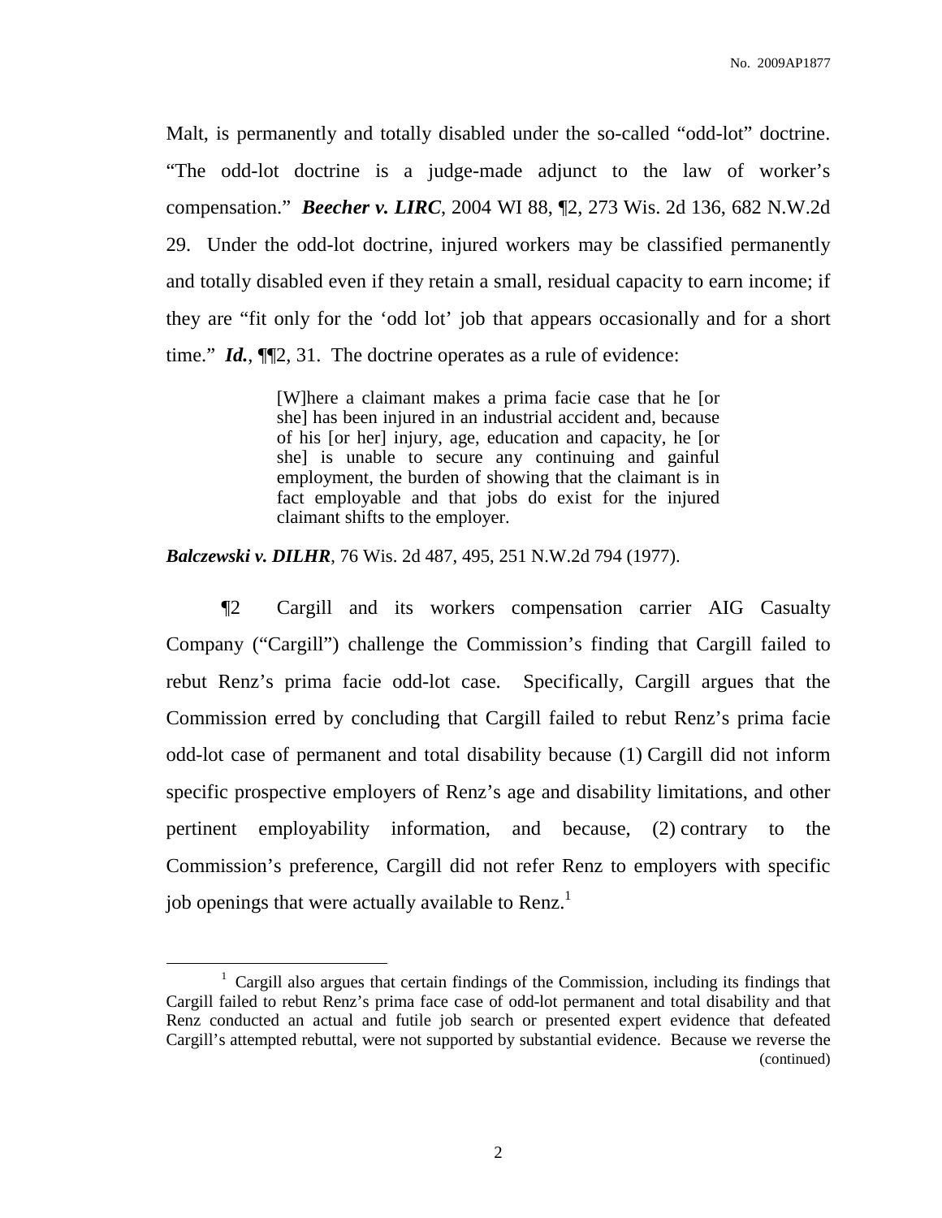Malt, is permanently and totally disabled under the so-called "odd-lot" doctrine. "The odd-lot doctrine is a judge-made adjunct to the law of worker's compensation." ***Beecher v. LIRC***, 2004 WI 88, ¶2, 273 Wis. 2d 136, 682 N.W.2d 29. Under the odd-lot doctrine, injured workers may be classified permanently and totally disabled even if they retain a small, residual capacity to earn income; if they are "fit only for the 'odd lot' job that appears occasionally and for a short time." ***Id.***, ¶¶2, 31. The doctrine operates as a rule of evidence:

> [W]here a claimant makes a prima facie case that he [or she] has been injured in an industrial accident and, because of his [or her] injury, age, education and capacity, he [or she] is unable to secure any continuing and gainful employment, the burden of showing that the claimant is in fact employable and that jobs do exist for the injured claimant shifts to the employer.

***Balczewski v. DILHR***, 76 Wis. 2d 487, 495, 251 N.W.2d 794 (1977).

¶2 Cargill and its workers compensation carrier AIG Casualty Company ("Cargill") challenge the Commission's finding that Cargill failed to rebut Renz's prima facie odd-lot case. Specifically, Cargill argues that the Commission erred by concluding that Cargill failed to rebut Renz's prima facie odd-lot case of permanent and total disability because (1) Cargill did not inform specific prospective employers of Renz's age and disability limitations, and other pertinent employability information, and because, (2) contrary to the Commission's preference, Cargill did not refer Renz to employers with specific job openings that were actually available to Renz.[1]

[1] Cargill also argues that certain findings of the Commission, including its findings that Cargill failed to rebut Renz's prima face case of odd-lot permanent and total disability and that Renz conducted an actual and futile job search or presented expert evidence that defeated Cargill's attempted rebuttal, were not supported by substantial evidence. Because we reverse the (continued)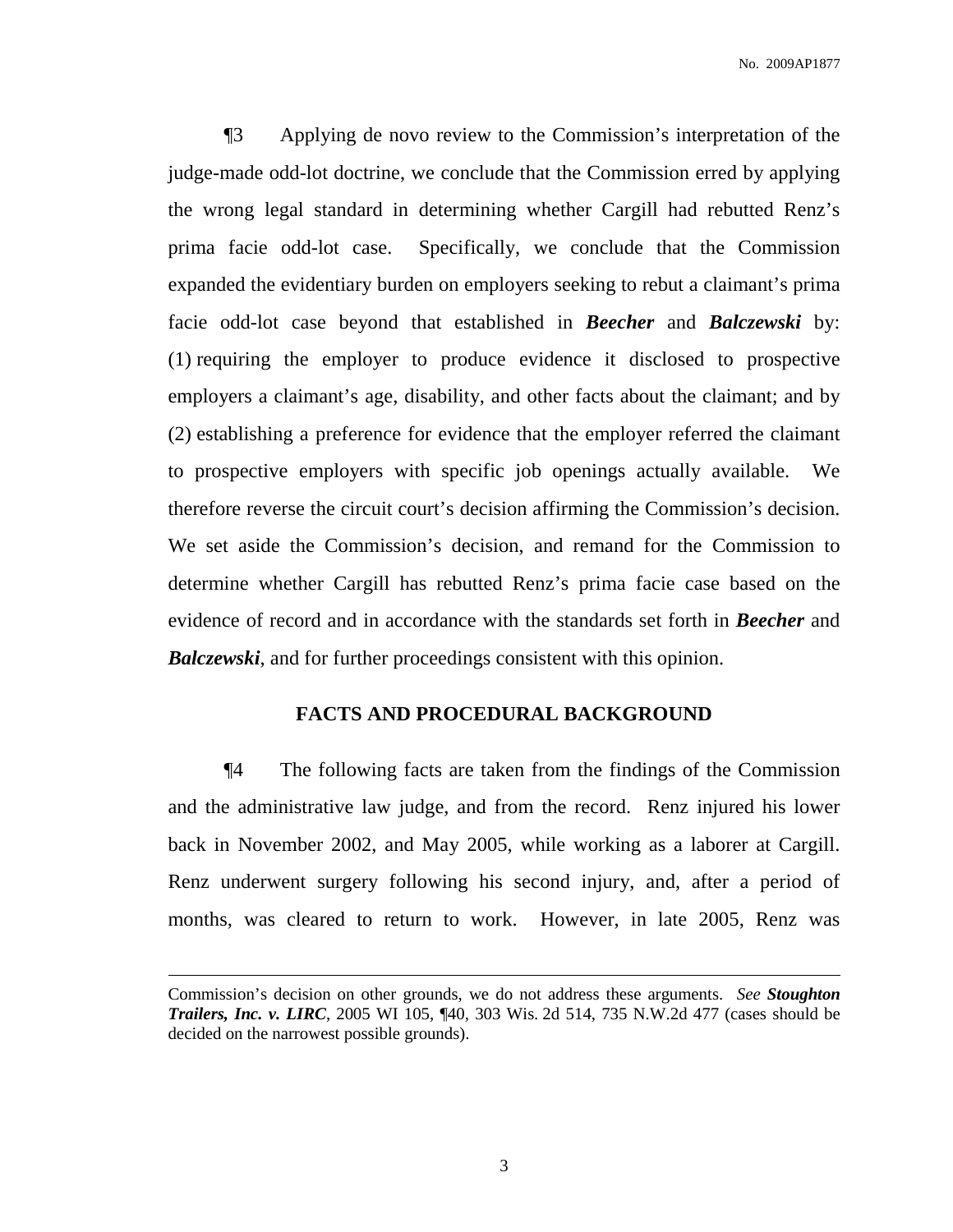¶3 Applying de novo review to the Commission's interpretation of the judge-made odd-lot doctrine, we conclude that the Commission erred by applying the wrong legal standard in determining whether Cargill had rebutted Renz's prima facie odd-lot case. Specifically, we conclude that the Commission expanded the evidentiary burden on employers seeking to rebut a claimant's prima facie odd-lot case beyond that established in ***Beecher*** and ***Balczewski*** by: (1) requiring the employer to produce evidence it disclosed to prospective employers a claimant's age, disability, and other facts about the claimant; and by (2) establishing a preference for evidence that the employer referred the claimant to prospective employers with specific job openings actually available. We therefore reverse the circuit court's decision affirming the Commission's decision. We set aside the Commission's decision, and remand for the Commission to determine whether Cargill has rebutted Renz's prima facie case based on the evidence of record and in accordance with the standards set forth in ***Beecher*** and ***Balczewski***, and for further proceedings consistent with this opinion.

## FACTS AND PROCEDURAL BACKGROUND

¶4 The following facts are taken from the findings of the Commission and the administrative law judge, and from the record. Renz injured his lower back in November 2002, and May 2005, while working as a laborer at Cargill. Renz underwent surgery following his second injury, and, after a period of months, was cleared to return to work. However, in late 2005, Renz was

---

Commission's decision on other grounds, we do not address these arguments. *See* ***Stoughton Trailers, Inc. v. LIRC***, 2005 WI 105, ¶40, 303 Wis. 2d 514, 735 N.W.2d 477 (cases should be decided on the narrowest possible grounds).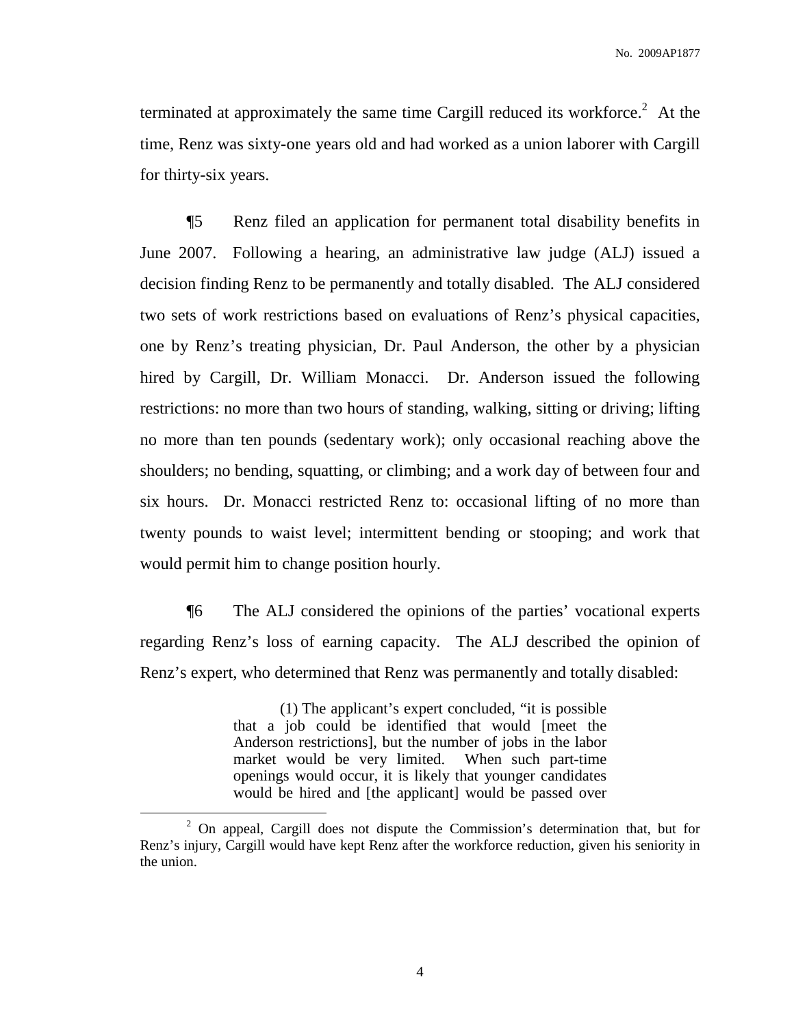terminated at approximately the same time Cargill reduced its workforce.[2] At the time, Renz was sixty-one years old and had worked as a union laborer with Cargill for thirty-six years.

¶5 Renz filed an application for permanent total disability benefits in June 2007. Following a hearing, an administrative law judge (ALJ) issued a decision finding Renz to be permanently and totally disabled. The ALJ considered two sets of work restrictions based on evaluations of Renz's physical capacities, one by Renz's treating physician, Dr. Paul Anderson, the other by a physician hired by Cargill, Dr. William Monacci. Dr. Anderson issued the following restrictions: no more than two hours of standing, walking, sitting or driving; lifting no more than ten pounds (sedentary work); only occasional reaching above the shoulders; no bending, squatting, or climbing; and a work day of between four and six hours. Dr. Monacci restricted Renz to: occasional lifting of no more than twenty pounds to waist level; intermittent bending or stooping; and work that would permit him to change position hourly.

¶6 The ALJ considered the opinions of the parties' vocational experts regarding Renz's loss of earning capacity. The ALJ described the opinion of Renz's expert, who determined that Renz was permanently and totally disabled:

> (1) The applicant's expert concluded, "it is possible that a job could be identified that would [meet the Anderson restrictions], but the number of jobs in the labor market would be very limited. When such part-time openings would occur, it is likely that younger candidates would be hired and [the applicant] would be passed over

[2] On appeal, Cargill does not dispute the Commission's determination that, but for Renz's injury, Cargill would have kept Renz after the workforce reduction, given his seniority in the union.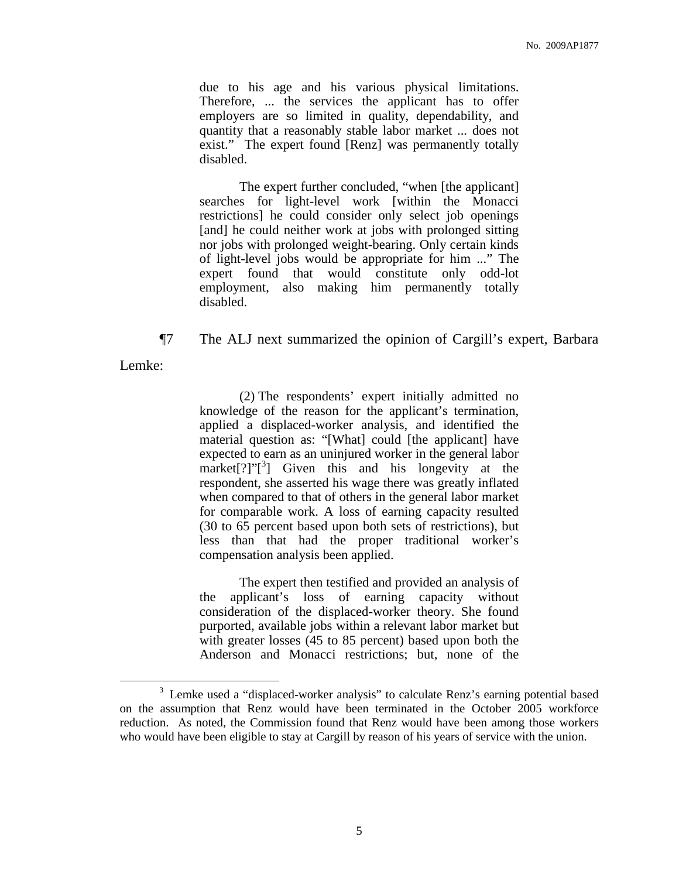> due to his age and his various physical limitations. Therefore, ... the services the applicant has to offer employers are so limited in quality, dependability, and quantity that a reasonably stable labor market ... does not exist." The expert found [Renz] was permanently totally disabled.
>
> The expert further concluded, "when [the applicant] searches for light-level work [within the Monacci restrictions] he could consider only select job openings [and] he could neither work at jobs with prolonged sitting nor jobs with prolonged weight-bearing. Only certain kinds of light-level jobs would be appropriate for him ..." The expert found that would constitute only odd-lot employment, also making him permanently totally disabled.

¶7 The ALJ next summarized the opinion of Cargill's expert, Barbara Lemke:

> (2) The respondents' expert initially admitted no knowledge of the reason for the applicant's termination, applied a displaced-worker analysis, and identified the material question as: "[What] could [the applicant] have expected to earn as an uninjured worker in the general labor market[?]"[3] Given this and his longevity at the respondent, she asserted his wage there was greatly inflated when compared to that of others in the general labor market for comparable work. A loss of earning capacity resulted (30 to 65 percent based upon both sets of restrictions), but less than that had the proper traditional worker's compensation analysis been applied.
>
> The expert then testified and provided an analysis of the applicant's loss of earning capacity without consideration of the displaced-worker theory. She found purported, available jobs within a relevant labor market but with greater losses (45 to 85 percent) based upon both the Anderson and Monacci restrictions; but, none of the

[3] Lemke used a "displaced-worker analysis" to calculate Renz's earning potential based on the assumption that Renz would have been terminated in the October 2005 workforce reduction. As noted, the Commission found that Renz would have been among those workers who would have been eligible to stay at Cargill by reason of his years of service with the union.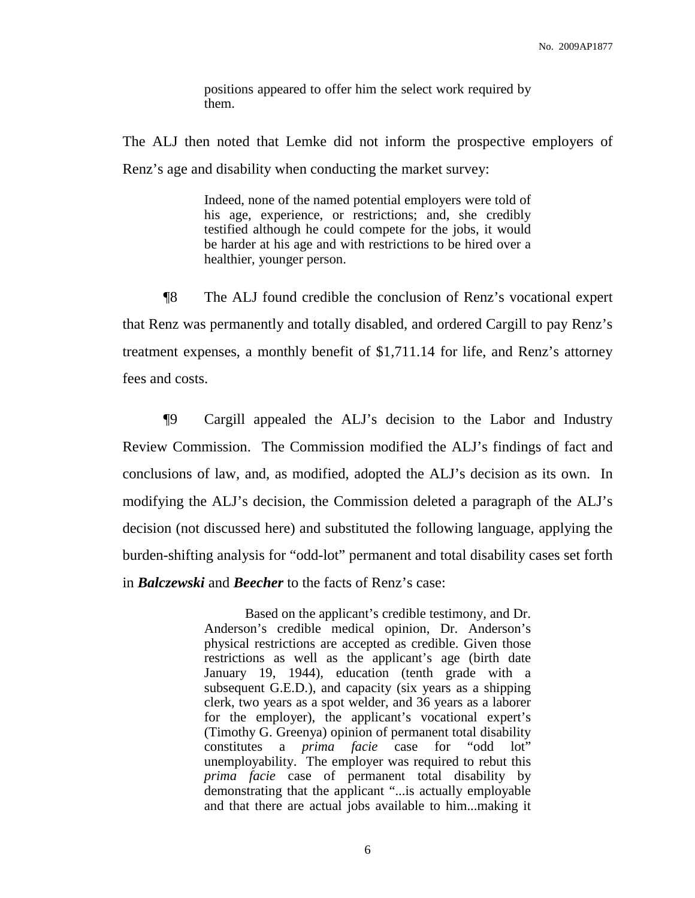> positions appeared to offer him the select work required by them.

The ALJ then noted that Lemke did not inform the prospective employers of Renz's age and disability when conducting the market survey:

> Indeed, none of the named potential employers were told of his age, experience, or restrictions; and, she credibly testified although he could compete for the jobs, it would be harder at his age and with restrictions to be hired over a healthier, younger person.

¶8 The ALJ found credible the conclusion of Renz's vocational expert that Renz was permanently and totally disabled, and ordered Cargill to pay Renz's treatment expenses, a monthly benefit of $1,711.14 for life, and Renz's attorney fees and costs.

¶9 Cargill appealed the ALJ's decision to the Labor and Industry Review Commission. The Commission modified the ALJ's findings of fact and conclusions of law, and, as modified, adopted the ALJ's decision as its own. In modifying the ALJ's decision, the Commission deleted a paragraph of the ALJ's decision (not discussed here) and substituted the following language, applying the burden-shifting analysis for "odd-lot" permanent and total disability cases set forth in ***Balczewski*** and ***Beecher*** to the facts of Renz's case:

> Based on the applicant's credible testimony, and Dr. Anderson's credible medical opinion, Dr. Anderson's physical restrictions are accepted as credible. Given those restrictions as well as the applicant's age (birth date January 19, 1944), education (tenth grade with a subsequent G.E.D.), and capacity (six years as a shipping clerk, two years as a spot welder, and 36 years as a laborer for the employer), the applicant's vocational expert's (Timothy G. Greenya) opinion of permanent total disability constitutes a *prima facie* case for "odd lot" unemployability. The employer was required to rebut this *prima facie* case of permanent total disability by demonstrating that the applicant "...is actually employable and that there are actual jobs available to him...making it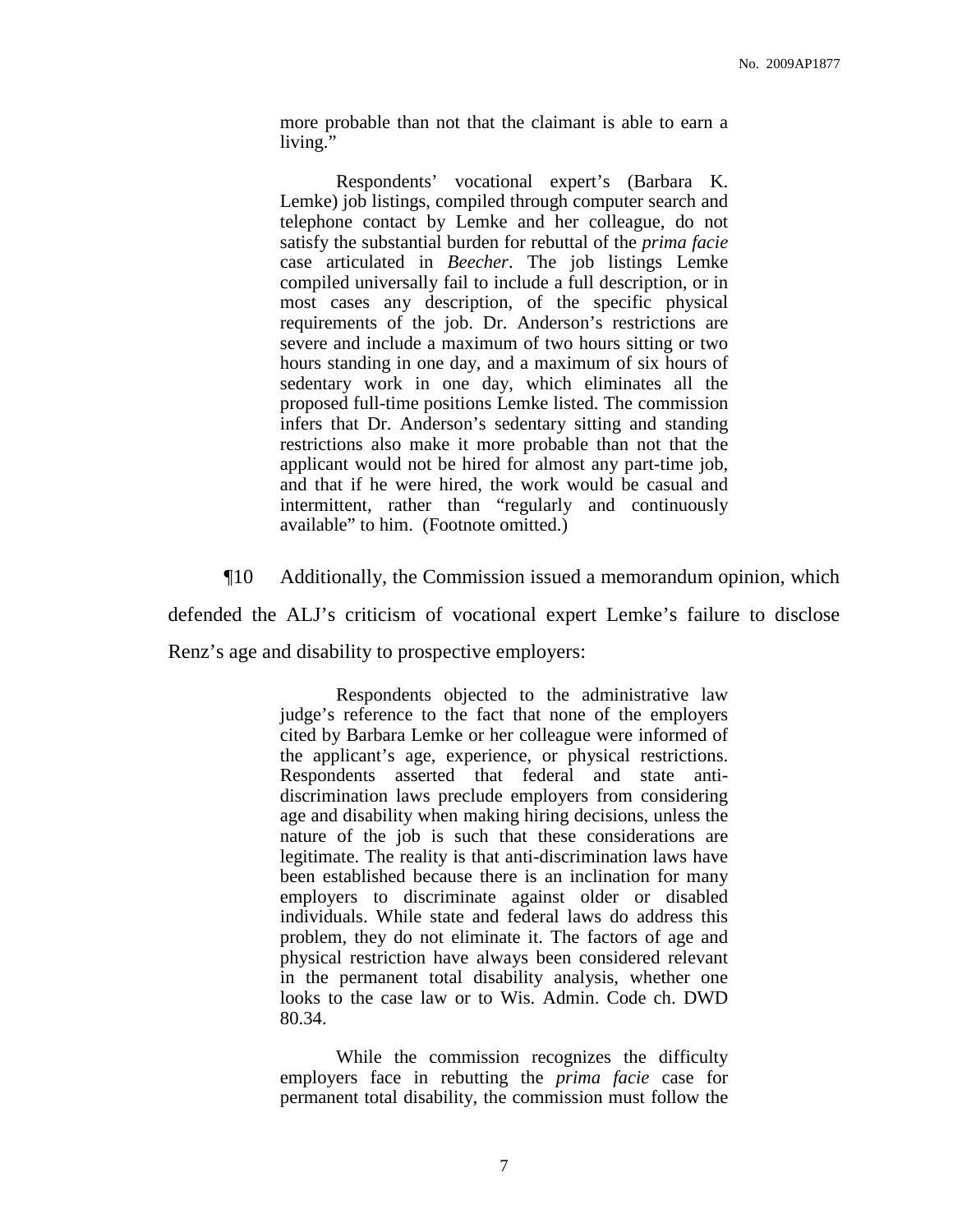> more probable than not that the claimant is able to earn a living."
>
> Respondents' vocational expert's (Barbara K. Lemke) job listings, compiled through computer search and telephone contact by Lemke and her colleague, do not satisfy the substantial burden for rebuttal of the *prima facie* case articulated in *Beecher*. The job listings Lemke compiled universally fail to include a full description, or in most cases any description, of the specific physical requirements of the job. Dr. Anderson's restrictions are severe and include a maximum of two hours sitting or two hours standing in one day, and a maximum of six hours of sedentary work in one day, which eliminates all the proposed full-time positions Lemke listed. The commission infers that Dr. Anderson's sedentary sitting and standing restrictions also make it more probable than not that the applicant would not be hired for almost any part-time job, and that if he were hired, the work would be casual and intermittent, rather than "regularly and continuously available" to him. (Footnote omitted.)

¶10 Additionally, the Commission issued a memorandum opinion, which defended the ALJ's criticism of vocational expert Lemke's failure to disclose Renz's age and disability to prospective employers:

> Respondents objected to the administrative law judge's reference to the fact that none of the employers cited by Barbara Lemke or her colleague were informed of the applicant's age, experience, or physical restrictions. Respondents asserted that federal and state anti-discrimination laws preclude employers from considering age and disability when making hiring decisions, unless the nature of the job is such that these considerations are legitimate. The reality is that anti-discrimination laws have been established because there is an inclination for many employers to discriminate against older or disabled individuals. While state and federal laws do address this problem, they do not eliminate it. The factors of age and physical restriction have always been considered relevant in the permanent total disability analysis, whether one looks to the case law or to Wis. Admin. Code ch. DWD 80.34.
>
> While the commission recognizes the difficulty employers face in rebutting the *prima facie* case for permanent total disability, the commission must follow the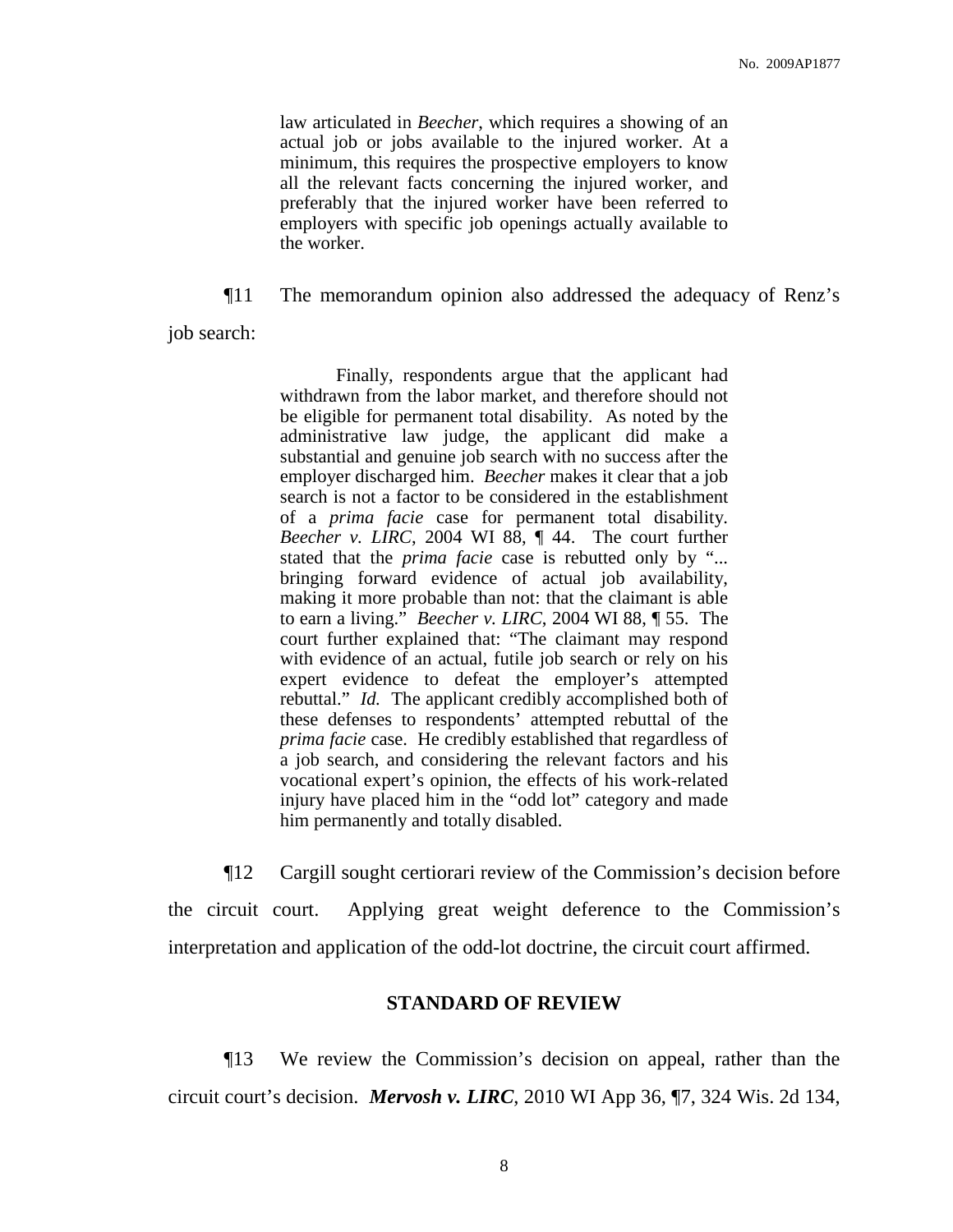> law articulated in *Beecher*, which requires a showing of an actual job or jobs available to the injured worker. At a minimum, this requires the prospective employers to know all the relevant facts concerning the injured worker, and preferably that the injured worker have been referred to employers with specific job openings actually available to the worker.

¶11 The memorandum opinion also addressed the adequacy of Renz's job search:

> Finally, respondents argue that the applicant had withdrawn from the labor market, and therefore should not be eligible for permanent total disability. As noted by the administrative law judge, the applicant did make a substantial and genuine job search with no success after the employer discharged him. *Beecher* makes it clear that a job search is not a factor to be considered in the establishment of a *prima facie* case for permanent total disability. *Beecher v. LIRC*, 2004 WI 88, ¶ 44. The court further stated that the *prima facie* case is rebutted only by "... bringing forward evidence of actual job availability, making it more probable than not: that the claimant is able to earn a living." *Beecher v. LIRC*, 2004 WI 88, ¶ 55. The court further explained that: "The claimant may respond with evidence of an actual, futile job search or rely on his expert evidence to defeat the employer's attempted rebuttal." *Id.* The applicant credibly accomplished both of these defenses to respondents' attempted rebuttal of the *prima facie* case. He credibly established that regardless of a job search, and considering the relevant factors and his vocational expert's opinion, the effects of his work-related injury have placed him in the "odd lot" category and made him permanently and totally disabled.

¶12 Cargill sought certiorari review of the Commission's decision before the circuit court. Applying great weight deference to the Commission's interpretation and application of the odd-lot doctrine, the circuit court affirmed.

## STANDARD OF REVIEW

¶13 We review the Commission's decision on appeal, rather than the circuit court's decision. ***Mervosh v. LIRC***, 2010 WI App 36, ¶7, 324 Wis. 2d 134,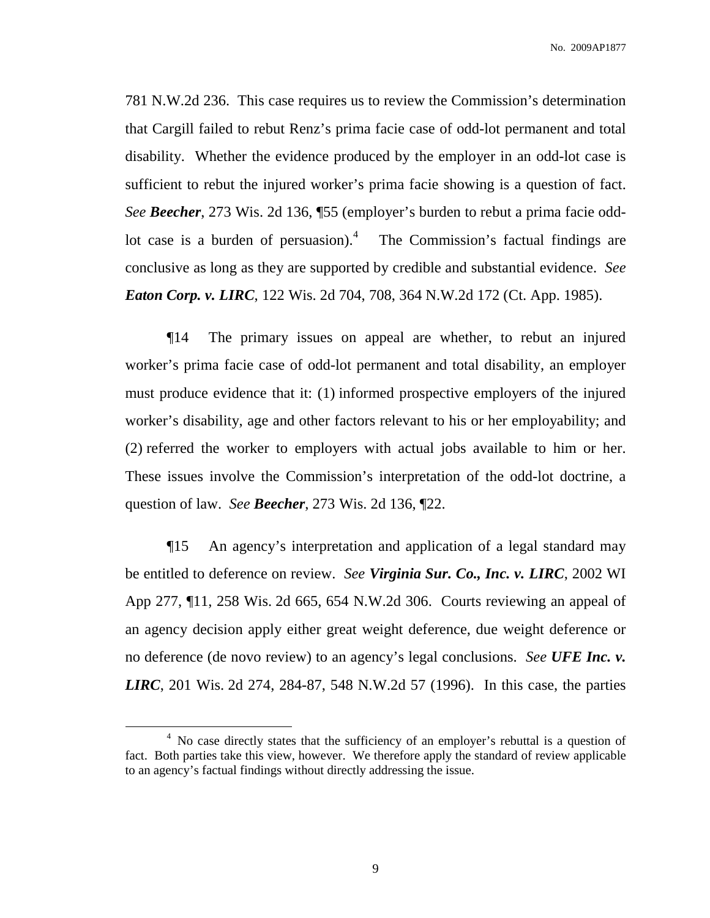781 N.W.2d 236. This case requires us to review the Commission's determination that Cargill failed to rebut Renz's prima facie case of odd-lot permanent and total disability. Whether the evidence produced by the employer in an odd-lot case is sufficient to rebut the injured worker's prima facie showing is a question of fact. *See* ***Beecher***, 273 Wis. 2d 136, ¶55 (employer's burden to rebut a prima facie odd-lot case is a burden of persuasion).[4] The Commission's factual findings are conclusive as long as they are supported by credible and substantial evidence. *See* ***Eaton Corp. v. LIRC***, 122 Wis. 2d 704, 708, 364 N.W.2d 172 (Ct. App. 1985).

¶14 The primary issues on appeal are whether, to rebut an injured worker's prima facie case of odd-lot permanent and total disability, an employer must produce evidence that it: (1) informed prospective employers of the injured worker's disability, age and other factors relevant to his or her employability; and (2) referred the worker to employers with actual jobs available to him or her. These issues involve the Commission's interpretation of the odd-lot doctrine, a question of law. *See* ***Beecher***, 273 Wis. 2d 136, ¶22.

¶15 An agency's interpretation and application of a legal standard may be entitled to deference on review. *See* ***Virginia Sur. Co., Inc. v. LIRC***, 2002 WI App 277, ¶11, 258 Wis. 2d 665, 654 N.W.2d 306. Courts reviewing an appeal of an agency decision apply either great weight deference, due weight deference or no deference (de novo review) to an agency's legal conclusions. *See* ***UFE Inc. v. LIRC***, 201 Wis. 2d 274, 284-87, 548 N.W.2d 57 (1996). In this case, the parties

---

[4] No case directly states that the sufficiency of an employer's rebuttal is a question of fact. Both parties take this view, however. We therefore apply the standard of review applicable to an agency's factual findings without directly addressing the issue.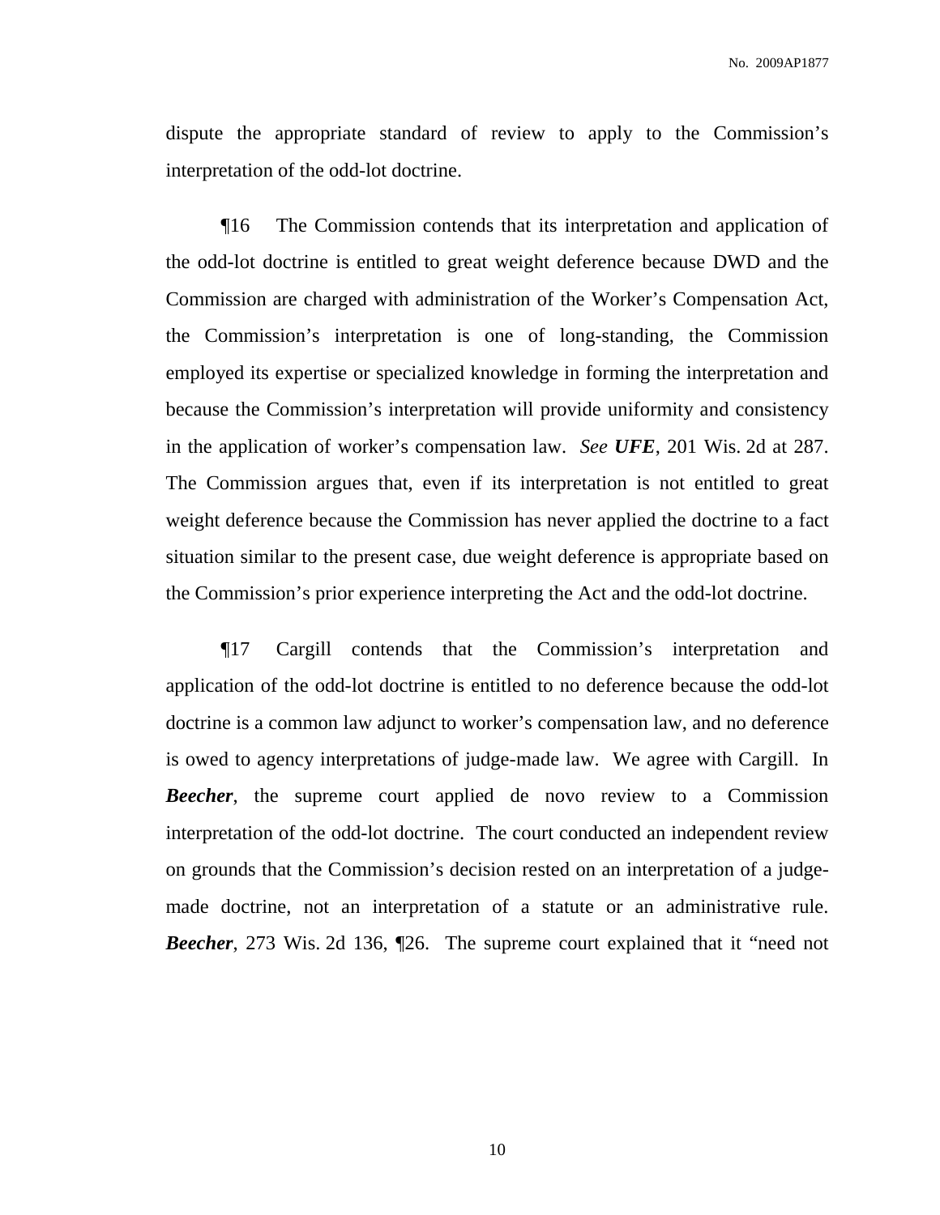dispute the appropriate standard of review to apply to the Commission's interpretation of the odd-lot doctrine.

¶16 The Commission contends that its interpretation and application of the odd-lot doctrine is entitled to great weight deference because DWD and the Commission are charged with administration of the Worker's Compensation Act, the Commission's interpretation is one of long-standing, the Commission employed its expertise or specialized knowledge in forming the interpretation and because the Commission's interpretation will provide uniformity and consistency in the application of worker's compensation law. *See* ***UFE***, 201 Wis. 2d at 287. The Commission argues that, even if its interpretation is not entitled to great weight deference because the Commission has never applied the doctrine to a fact situation similar to the present case, due weight deference is appropriate based on the Commission's prior experience interpreting the Act and the odd-lot doctrine.

¶17 Cargill contends that the Commission's interpretation and application of the odd-lot doctrine is entitled to no deference because the odd-lot doctrine is a common law adjunct to worker's compensation law, and no deference is owed to agency interpretations of judge-made law. We agree with Cargill. In ***Beecher***, the supreme court applied de novo review to a Commission interpretation of the odd-lot doctrine. The court conducted an independent review on grounds that the Commission's decision rested on an interpretation of a judge-made doctrine, not an interpretation of a statute or an administrative rule. ***Beecher***, 273 Wis. 2d 136, ¶26. The supreme court explained that it "need not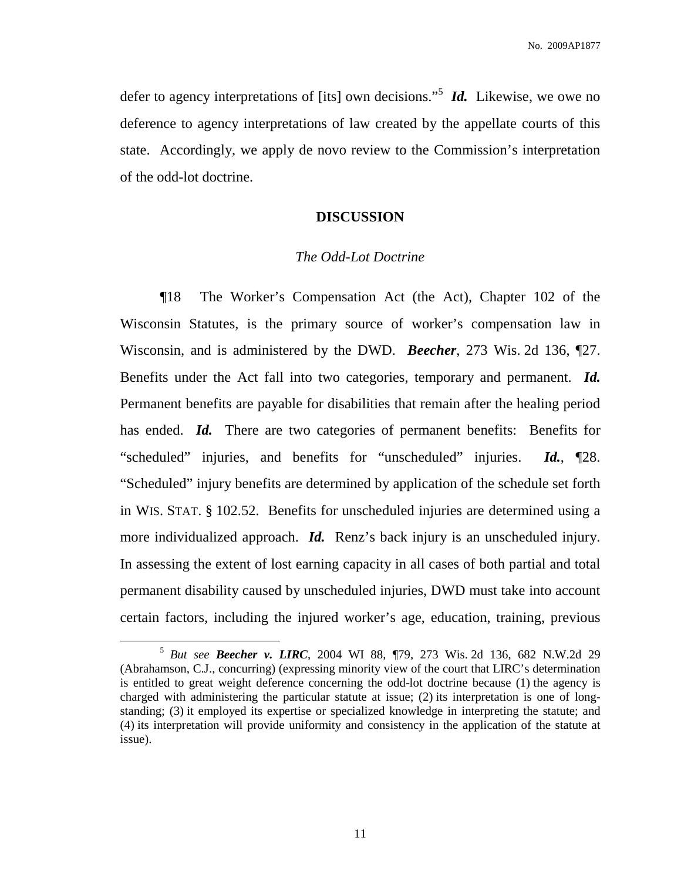defer to agency interpretations of [its] own decisions."[5] ***Id.*** Likewise, we owe no deference to agency interpretations of law created by the appellate courts of this state. Accordingly, we apply de novo review to the Commission's interpretation of the odd-lot doctrine.

## DISCUSSION

### *The Odd-Lot Doctrine*

¶18 The Worker's Compensation Act (the Act), Chapter 102 of the Wisconsin Statutes, is the primary source of worker's compensation law in Wisconsin, and is administered by the DWD. ***Beecher***, 273 Wis. 2d 136, ¶27. Benefits under the Act fall into two categories, temporary and permanent. ***Id.*** Permanent benefits are payable for disabilities that remain after the healing period has ended. ***Id.*** There are two categories of permanent benefits: Benefits for "scheduled" injuries, and benefits for "unscheduled" injuries. ***Id.***, ¶28. "Scheduled" injury benefits are determined by application of the schedule set forth in WIS. STAT. § 102.52. Benefits for unscheduled injuries are determined using a more individualized approach. ***Id.*** Renz's back injury is an unscheduled injury. In assessing the extent of lost earning capacity in all cases of both partial and total permanent disability caused by unscheduled injuries, DWD must take into account certain factors, including the injured worker's age, education, training, previous

---

[5] *But see* ***Beecher v. LIRC***, 2004 WI 88, ¶79, 273 Wis. 2d 136, 682 N.W.2d 29 (Abrahamson, C.J., concurring) (expressing minority view of the court that LIRC's determination is entitled to great weight deference concerning the odd-lot doctrine because (1) the agency is charged with administering the particular statute at issue; (2) its interpretation is one of long-standing; (3) it employed its expertise or specialized knowledge in interpreting the statute; and (4) its interpretation will provide uniformity and consistency in the application of the statute at issue).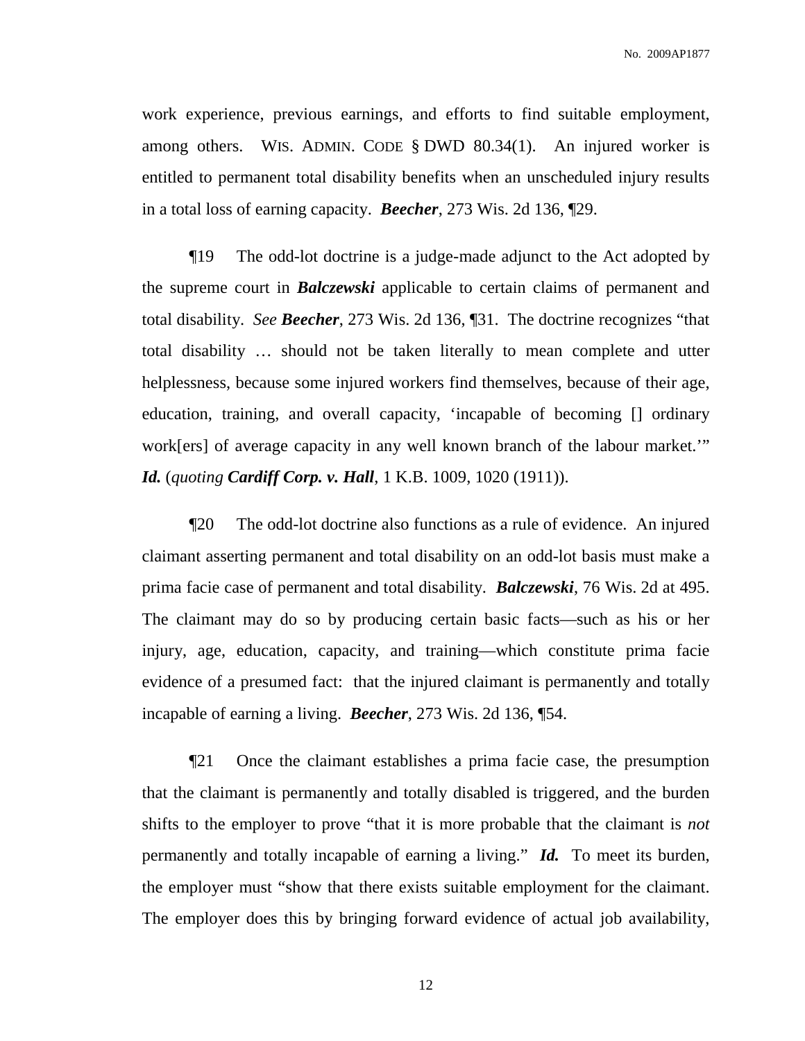work experience, previous earnings, and efforts to find suitable employment, among others. WIS. ADMIN. CODE § DWD 80.34(1). An injured worker is entitled to permanent total disability benefits when an unscheduled injury results in a total loss of earning capacity. ***Beecher***, 273 Wis. 2d 136, ¶29.

¶19 The odd-lot doctrine is a judge-made adjunct to the Act adopted by the supreme court in ***Balczewski*** applicable to certain claims of permanent and total disability. *See* ***Beecher***, 273 Wis. 2d 136, ¶31. The doctrine recognizes "that total disability … should not be taken literally to mean complete and utter helplessness, because some injured workers find themselves, because of their age, education, training, and overall capacity, 'incapable of becoming [] ordinary work[ers] of average capacity in any well known branch of the labour market.'" ***Id.*** (*quoting* ***Cardiff Corp. v. Hall***, 1 K.B. 1009, 1020 (1911)).

¶20 The odd-lot doctrine also functions as a rule of evidence. An injured claimant asserting permanent and total disability on an odd-lot basis must make a prima facie case of permanent and total disability. ***Balczewski***, 76 Wis. 2d at 495. The claimant may do so by producing certain basic facts—such as his or her injury, age, education, capacity, and training—which constitute prima facie evidence of a presumed fact: that the injured claimant is permanently and totally incapable of earning a living. ***Beecher***, 273 Wis. 2d 136, ¶54.

¶21 Once the claimant establishes a prima facie case, the presumption that the claimant is permanently and totally disabled is triggered, and the burden shifts to the employer to prove "that it is more probable that the claimant is *not* permanently and totally incapable of earning a living." ***Id.*** To meet its burden, the employer must "show that there exists suitable employment for the claimant. The employer does this by bringing forward evidence of actual job availability,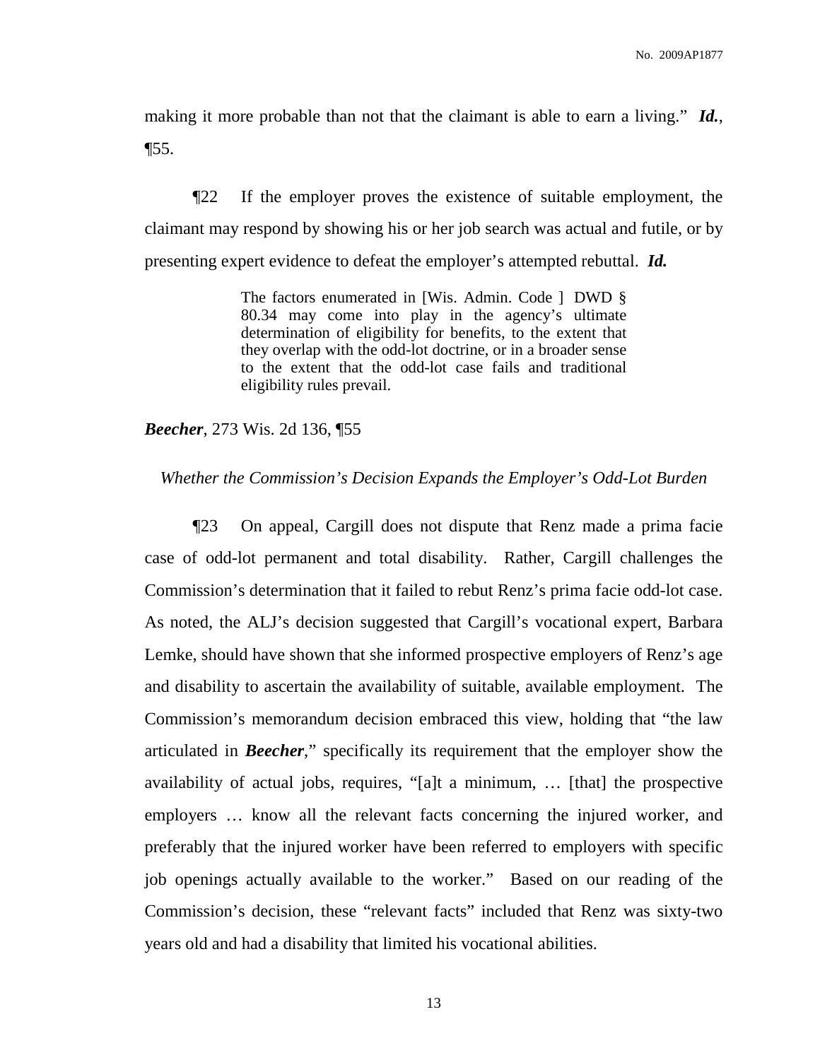making it more probable than not that the claimant is able to earn a living." ***Id.***, ¶55.

¶22 If the employer proves the existence of suitable employment, the claimant may respond by showing his or her job search was actual and futile, or by presenting expert evidence to defeat the employer's attempted rebuttal. ***Id.***

> The factors enumerated in [Wis. Admin. Code ] DWD § 80.34 may come into play in the agency's ultimate determination of eligibility for benefits, to the extent that they overlap with the odd-lot doctrine, or in a broader sense to the extent that the odd-lot case fails and traditional eligibility rules prevail.

***Beecher***, 273 Wis. 2d 136, ¶55

*Whether the Commission's Decision Expands the Employer's Odd-Lot Burden*

¶23 On appeal, Cargill does not dispute that Renz made a prima facie case of odd-lot permanent and total disability. Rather, Cargill challenges the Commission's determination that it failed to rebut Renz's prima facie odd-lot case. As noted, the ALJ's decision suggested that Cargill's vocational expert, Barbara Lemke, should have shown that she informed prospective employers of Renz's age and disability to ascertain the availability of suitable, available employment. The Commission's memorandum decision embraced this view, holding that "the law articulated in ***Beecher***," specifically its requirement that the employer show the availability of actual jobs, requires, "[a]t a minimum, … [that] the prospective employers … know all the relevant facts concerning the injured worker, and preferably that the injured worker have been referred to employers with specific job openings actually available to the worker." Based on our reading of the Commission's decision, these "relevant facts" included that Renz was sixty-two years old and had a disability that limited his vocational abilities.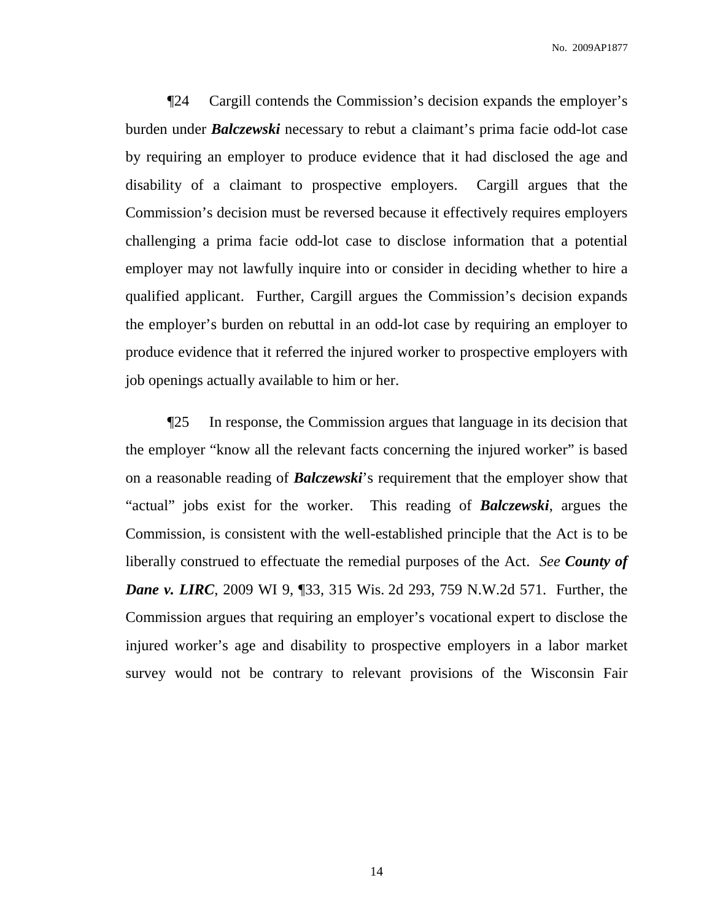¶24 Cargill contends the Commission's decision expands the employer's burden under ***Balczewski*** necessary to rebut a claimant's prima facie odd-lot case by requiring an employer to produce evidence that it had disclosed the age and disability of a claimant to prospective employers. Cargill argues that the Commission's decision must be reversed because it effectively requires employers challenging a prima facie odd-lot case to disclose information that a potential employer may not lawfully inquire into or consider in deciding whether to hire a qualified applicant. Further, Cargill argues the Commission's decision expands the employer's burden on rebuttal in an odd-lot case by requiring an employer to produce evidence that it referred the injured worker to prospective employers with job openings actually available to him or her.

¶25 In response, the Commission argues that language in its decision that the employer "know all the relevant facts concerning the injured worker" is based on a reasonable reading of ***Balczewski***'s requirement that the employer show that "actual" jobs exist for the worker. This reading of ***Balczewski***, argues the Commission, is consistent with the well-established principle that the Act is to be liberally construed to effectuate the remedial purposes of the Act. *See* ***County of Dane v. LIRC***, 2009 WI 9, ¶33, 315 Wis. 2d 293, 759 N.W.2d 571. Further, the Commission argues that requiring an employer's vocational expert to disclose the injured worker's age and disability to prospective employers in a labor market survey would not be contrary to relevant provisions of the Wisconsin Fair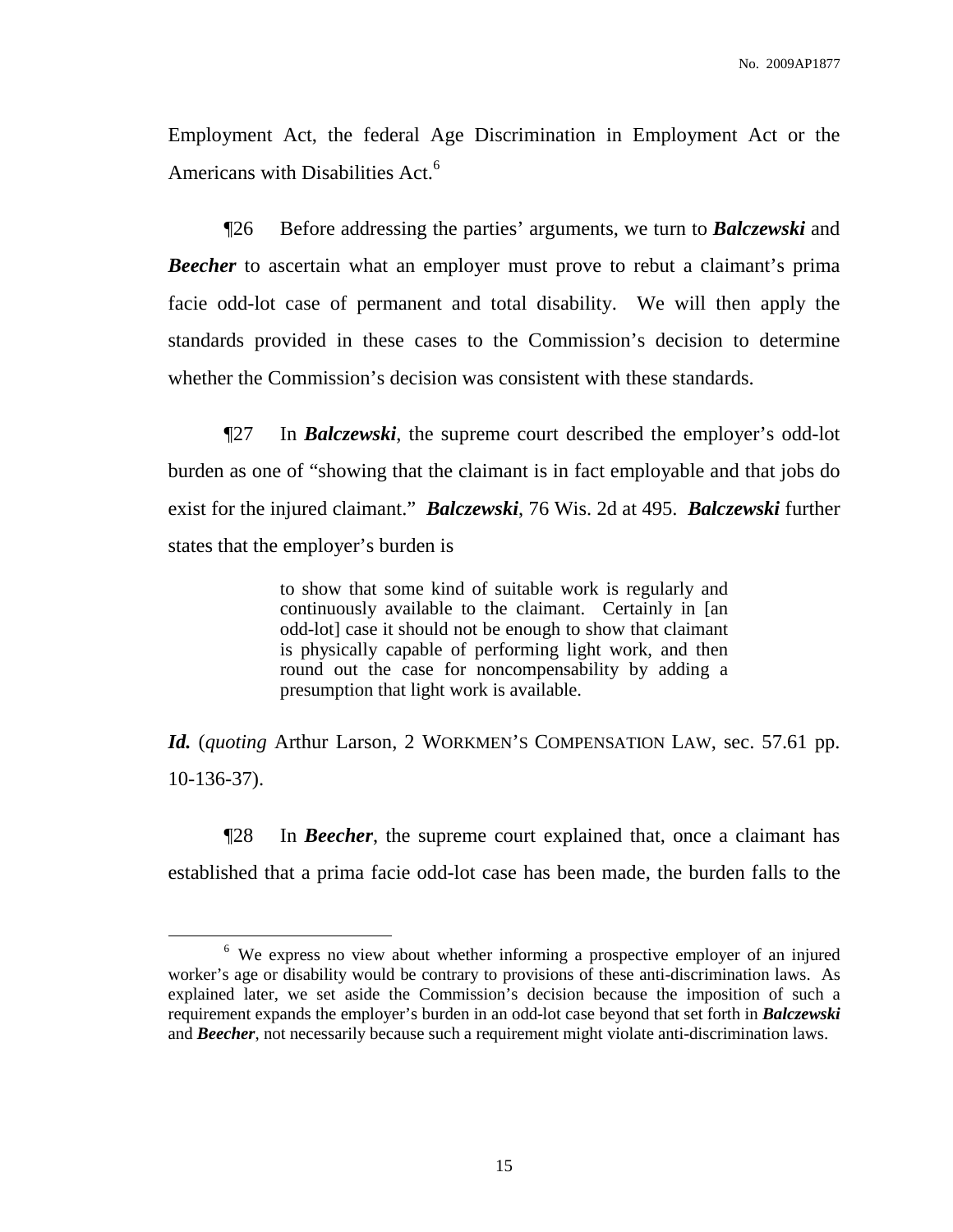Employment Act, the federal Age Discrimination in Employment Act or the Americans with Disabilities Act.[6]

¶26 Before addressing the parties' arguments, we turn to ***Balczewski*** and ***Beecher*** to ascertain what an employer must prove to rebut a claimant's prima facie odd-lot case of permanent and total disability. We will then apply the standards provided in these cases to the Commission's decision to determine whether the Commission's decision was consistent with these standards.

¶27 In ***Balczewski***, the supreme court described the employer's odd-lot burden as one of "showing that the claimant is in fact employable and that jobs do exist for the injured claimant." ***Balczewski***, 76 Wis. 2d at 495. ***Balczewski*** further states that the employer's burden is

> to show that some kind of suitable work is regularly and continuously available to the claimant. Certainly in [an odd-lot] case it should not be enough to show that claimant is physically capable of performing light work, and then round out the case for noncompensability by adding a presumption that light work is available.

***Id.*** (*quoting* Arthur Larson, 2 WORKMEN'S COMPENSATION LAW, sec. 57.61 pp. 10-136-37).

¶28 In ***Beecher***, the supreme court explained that, once a claimant has established that a prima facie odd-lot case has been made, the burden falls to the

---

[6] We express no view about whether informing a prospective employer of an injured worker's age or disability would be contrary to provisions of these anti-discrimination laws. As explained later, we set aside the Commission's decision because the imposition of such a requirement expands the employer's burden in an odd-lot case beyond that set forth in ***Balczewski*** and ***Beecher***, not necessarily because such a requirement might violate anti-discrimination laws.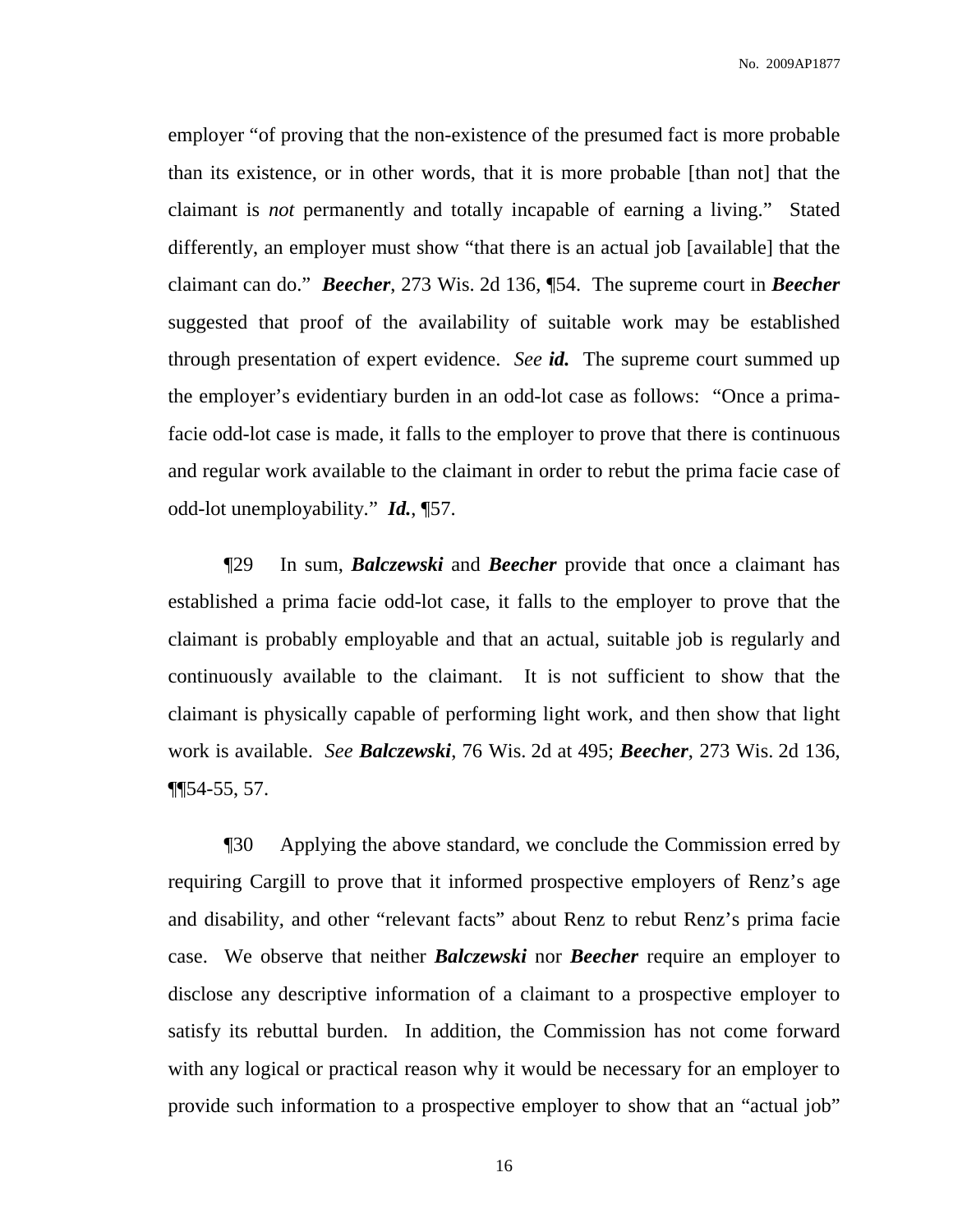employer "of proving that the non-existence of the presumed fact is more probable than its existence, or in other words, that it is more probable [than not] that the claimant is *not* permanently and totally incapable of earning a living." Stated differently, an employer must show "that there is an actual job [available] that the claimant can do." ***Beecher***, 273 Wis. 2d 136, ¶54. The supreme court in ***Beecher*** suggested that proof of the availability of suitable work may be established through presentation of expert evidence. *See* ***id.*** The supreme court summed up the employer's evidentiary burden in an odd-lot case as follows: "Once a prima-facie odd-lot case is made, it falls to the employer to prove that there is continuous and regular work available to the claimant in order to rebut the prima facie case of odd-lot unemployability." ***Id.***, ¶57.

¶29 In sum, ***Balczewski*** and ***Beecher*** provide that once a claimant has established a prima facie odd-lot case, it falls to the employer to prove that the claimant is probably employable and that an actual, suitable job is regularly and continuously available to the claimant. It is not sufficient to show that the claimant is physically capable of performing light work, and then show that light work is available. *See* ***Balczewski***, 76 Wis. 2d at 495; ***Beecher***, 273 Wis. 2d 136, ¶¶54-55, 57.

¶30 Applying the above standard, we conclude the Commission erred by requiring Cargill to prove that it informed prospective employers of Renz's age and disability, and other "relevant facts" about Renz to rebut Renz's prima facie case. We observe that neither ***Balczewski*** nor ***Beecher*** require an employer to disclose any descriptive information of a claimant to a prospective employer to satisfy its rebuttal burden. In addition, the Commission has not come forward with any logical or practical reason why it would be necessary for an employer to provide such information to a prospective employer to show that an "actual job"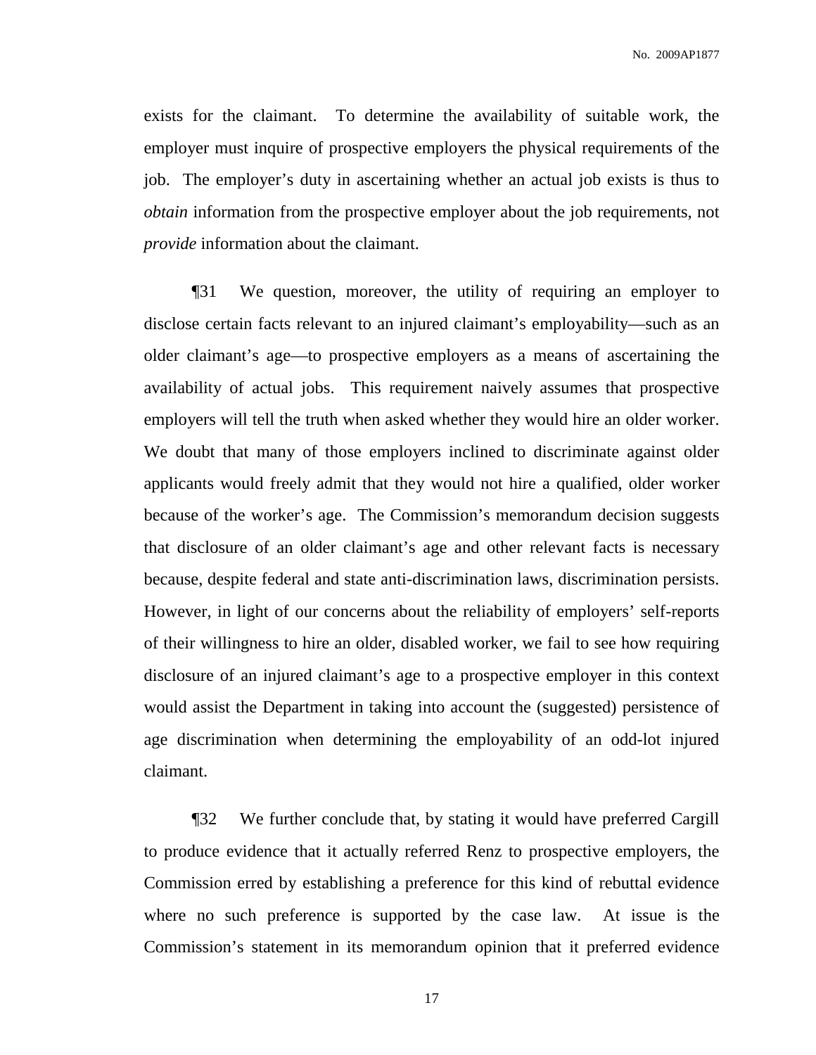exists for the claimant. To determine the availability of suitable work, the employer must inquire of prospective employers the physical requirements of the job. The employer's duty in ascertaining whether an actual job exists is thus to *obtain* information from the prospective employer about the job requirements, not *provide* information about the claimant.

¶31 We question, moreover, the utility of requiring an employer to disclose certain facts relevant to an injured claimant's employability—such as an older claimant's age—to prospective employers as a means of ascertaining the availability of actual jobs. This requirement naively assumes that prospective employers will tell the truth when asked whether they would hire an older worker. We doubt that many of those employers inclined to discriminate against older applicants would freely admit that they would not hire a qualified, older worker because of the worker's age. The Commission's memorandum decision suggests that disclosure of an older claimant's age and other relevant facts is necessary because, despite federal and state anti-discrimination laws, discrimination persists. However, in light of our concerns about the reliability of employers' self-reports of their willingness to hire an older, disabled worker, we fail to see how requiring disclosure of an injured claimant's age to a prospective employer in this context would assist the Department in taking into account the (suggested) persistence of age discrimination when determining the employability of an odd-lot injured claimant.

¶32 We further conclude that, by stating it would have preferred Cargill to produce evidence that it actually referred Renz to prospective employers, the Commission erred by establishing a preference for this kind of rebuttal evidence where no such preference is supported by the case law. At issue is the Commission's statement in its memorandum opinion that it preferred evidence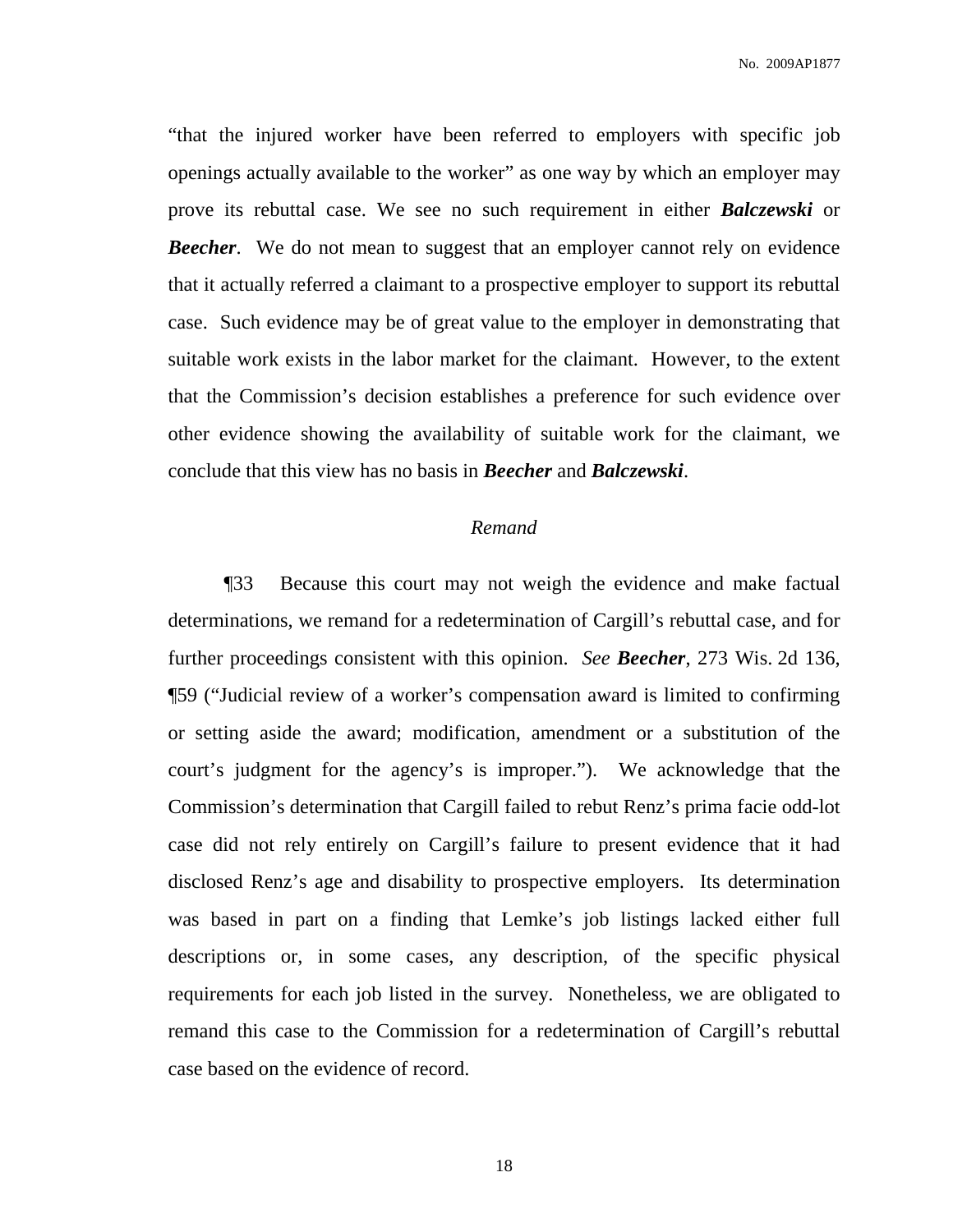"that the injured worker have been referred to employers with specific job openings actually available to the worker" as one way by which an employer may prove its rebuttal case. We see no such requirement in either ***Balczewski*** or ***Beecher***. We do not mean to suggest that an employer cannot rely on evidence that it actually referred a claimant to a prospective employer to support its rebuttal case. Such evidence may be of great value to the employer in demonstrating that suitable work exists in the labor market for the claimant. However, to the extent that the Commission's decision establishes a preference for such evidence over other evidence showing the availability of suitable work for the claimant, we conclude that this view has no basis in ***Beecher*** and ***Balczewski***.

*Remand*

¶33 Because this court may not weigh the evidence and make factual determinations, we remand for a redetermination of Cargill's rebuttal case, and for further proceedings consistent with this opinion. *See* ***Beecher***, 273 Wis. 2d 136, ¶59 ("Judicial review of a worker's compensation award is limited to confirming or setting aside the award; modification, amendment or a substitution of the court's judgment for the agency's is improper."). We acknowledge that the Commission's determination that Cargill failed to rebut Renz's prima facie odd-lot case did not rely entirely on Cargill's failure to present evidence that it had disclosed Renz's age and disability to prospective employers. Its determination was based in part on a finding that Lemke's job listings lacked either full descriptions or, in some cases, any description, of the specific physical requirements for each job listed in the survey. Nonetheless, we are obligated to remand this case to the Commission for a redetermination of Cargill's rebuttal case based on the evidence of record.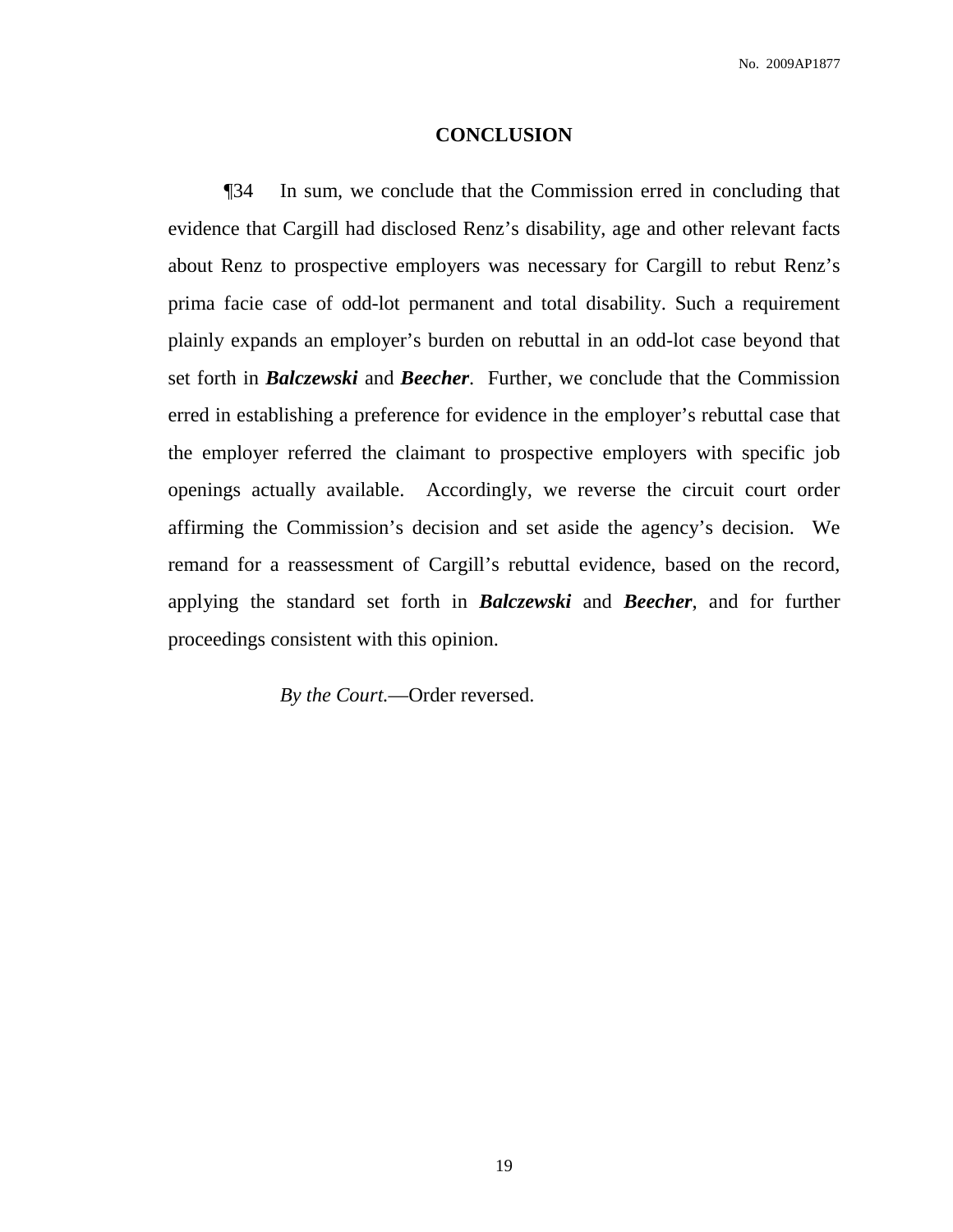## CONCLUSION

¶34 In sum, we conclude that the Commission erred in concluding that evidence that Cargill had disclosed Renz's disability, age and other relevant facts about Renz to prospective employers was necessary for Cargill to rebut Renz's prima facie case of odd-lot permanent and total disability. Such a requirement plainly expands an employer's burden on rebuttal in an odd-lot case beyond that set forth in ***Balczewski*** and ***Beecher***. Further, we conclude that the Commission erred in establishing a preference for evidence in the employer's rebuttal case that the employer referred the claimant to prospective employers with specific job openings actually available. Accordingly, we reverse the circuit court order affirming the Commission's decision and set aside the agency's decision. We remand for a reassessment of Cargill's rebuttal evidence, based on the record, applying the standard set forth in ***Balczewski*** and ***Beecher***, and for further proceedings consistent with this opinion.

*By the Court.*—Order reversed.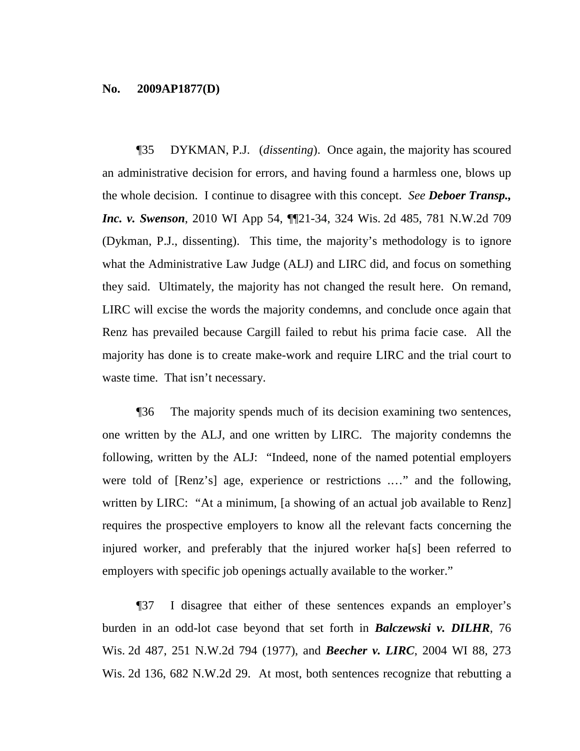**No. 2009AP1877(D)**

¶35 DYKMAN, P.J. (*dissenting*). Once again, the majority has scoured an administrative decision for errors, and having found a harmless one, blows up the whole decision. I continue to disagree with this concept. *See* ***Deboer Transp., Inc. v. Swenson***, 2010 WI App 54, ¶¶21-34, 324 Wis. 2d 485, 781 N.W.2d 709 (Dykman, P.J., dissenting). This time, the majority's methodology is to ignore what the Administrative Law Judge (ALJ) and LIRC did, and focus on something they said. Ultimately, the majority has not changed the result here. On remand, LIRC will excise the words the majority condemns, and conclude once again that Renz has prevailed because Cargill failed to rebut his prima facie case. All the majority has done is to create make-work and require LIRC and the trial court to waste time. That isn't necessary.

¶36 The majority spends much of its decision examining two sentences, one written by the ALJ, and one written by LIRC. The majority condemns the following, written by the ALJ: "Indeed, none of the named potential employers were told of [Renz's] age, experience or restrictions .…" and the following, written by LIRC: "At a minimum, [a showing of an actual job available to Renz] requires the prospective employers to know all the relevant facts concerning the injured worker, and preferably that the injured worker ha[s] been referred to employers with specific job openings actually available to the worker."

¶37 I disagree that either of these sentences expands an employer's burden in an odd-lot case beyond that set forth in ***Balczewski v. DILHR***, 76 Wis. 2d 487, 251 N.W.2d 794 (1977), and ***Beecher v. LIRC***, 2004 WI 88, 273 Wis. 2d 136, 682 N.W.2d 29. At most, both sentences recognize that rebutting a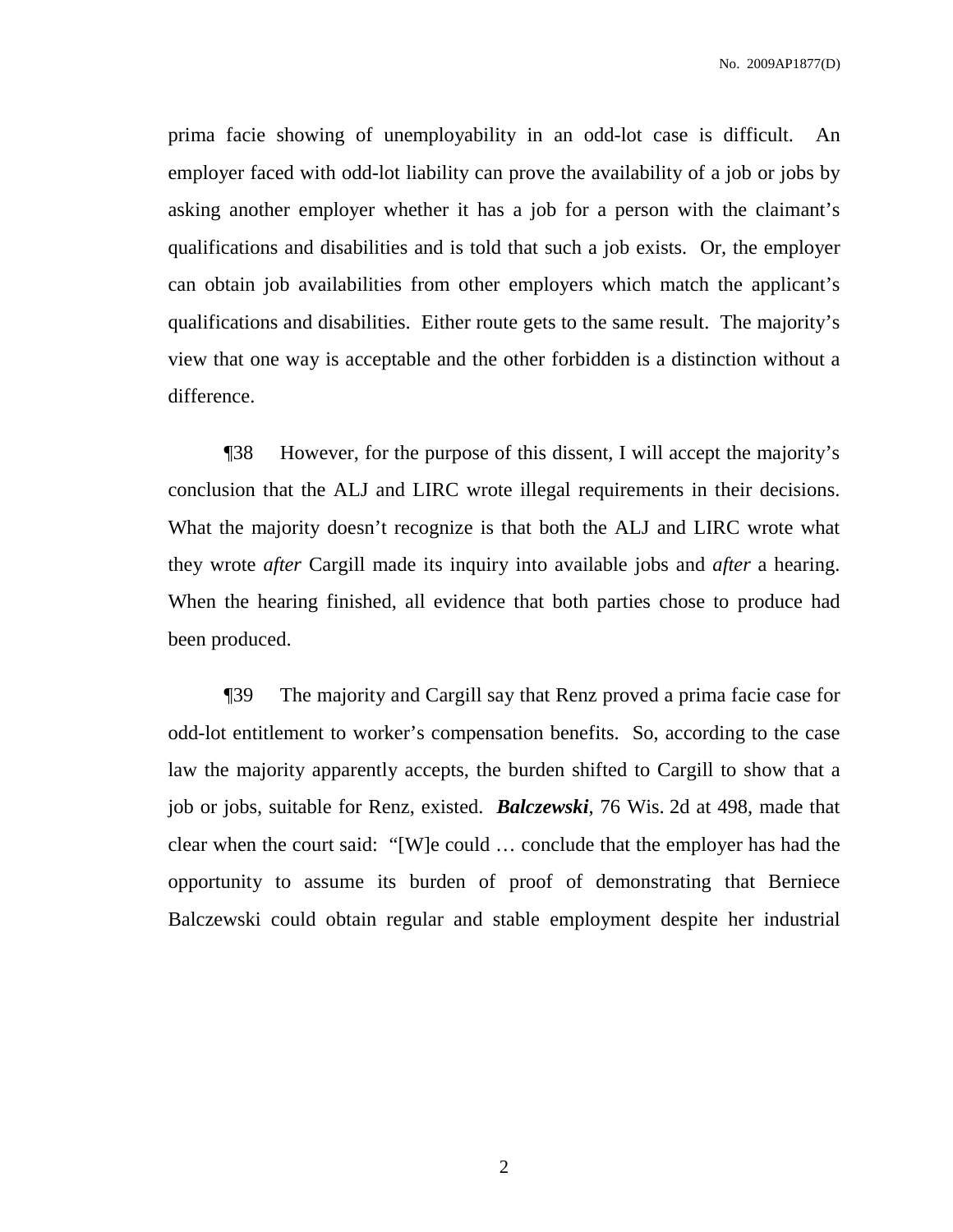prima facie showing of unemployability in an odd-lot case is difficult. An employer faced with odd-lot liability can prove the availability of a job or jobs by asking another employer whether it has a job for a person with the claimant's qualifications and disabilities and is told that such a job exists. Or, the employer can obtain job availabilities from other employers which match the applicant's qualifications and disabilities. Either route gets to the same result. The majority's view that one way is acceptable and the other forbidden is a distinction without a difference.

¶38 However, for the purpose of this dissent, I will accept the majority's conclusion that the ALJ and LIRC wrote illegal requirements in their decisions. What the majority doesn't recognize is that both the ALJ and LIRC wrote what they wrote *after* Cargill made its inquiry into available jobs and *after* a hearing. When the hearing finished, all evidence that both parties chose to produce had been produced.

¶39 The majority and Cargill say that Renz proved a prima facie case for odd-lot entitlement to worker's compensation benefits. So, according to the case law the majority apparently accepts, the burden shifted to Cargill to show that a job or jobs, suitable for Renz, existed. ***Balczewski***, 76 Wis. 2d at 498, made that clear when the court said: "[W]e could … conclude that the employer has had the opportunity to assume its burden of proof of demonstrating that Berniece Balczewski could obtain regular and stable employment despite her industrial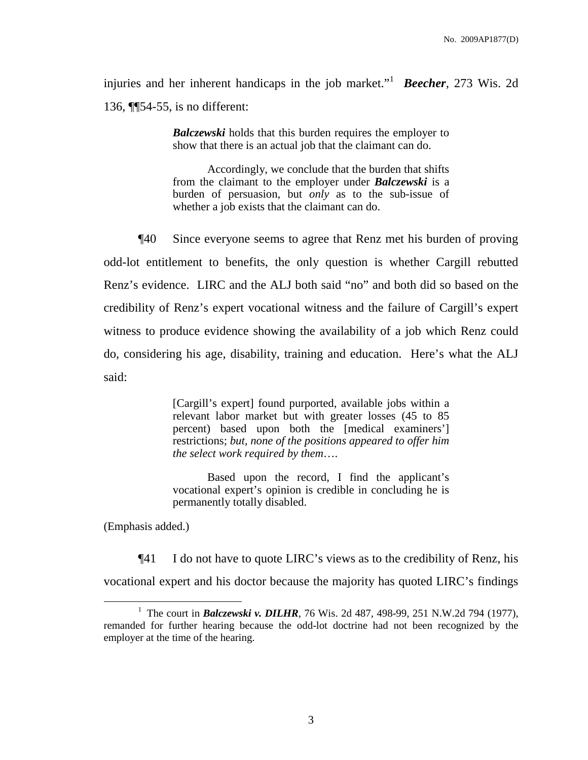injuries and her inherent handicaps in the job market."[1] ***Beecher***, 273 Wis. 2d 136, ¶¶54-55, is no different:

> ***Balczewski*** holds that this burden requires the employer to show that there is an actual job that the claimant can do.
>
> Accordingly, we conclude that the burden that shifts from the claimant to the employer under ***Balczewski*** is a burden of persuasion, but *only* as to the sub-issue of whether a job exists that the claimant can do.

¶40 Since everyone seems to agree that Renz met his burden of proving odd-lot entitlement to benefits, the only question is whether Cargill rebutted Renz's evidence. LIRC and the ALJ both said "no" and both did so based on the credibility of Renz's expert vocational witness and the failure of Cargill's expert witness to produce evidence showing the availability of a job which Renz could do, considering his age, disability, training and education. Here's what the ALJ said:

> [Cargill's expert] found purported, available jobs within a relevant labor market but with greater losses (45 to 85 percent) based upon both the [medical examiners'] restrictions; *but, none of the positions appeared to offer him the select work required by them*….
>
> Based upon the record, I find the applicant's vocational expert's opinion is credible in concluding he is permanently totally disabled.

(Emphasis added.)

¶41 I do not have to quote LIRC's views as to the credibility of Renz, his vocational expert and his doctor because the majority has quoted LIRC's findings

[1] The court in ***Balczewski v. DILHR***, 76 Wis. 2d 487, 498-99, 251 N.W.2d 794 (1977), remanded for further hearing because the odd-lot doctrine had not been recognized by the employer at the time of the hearing.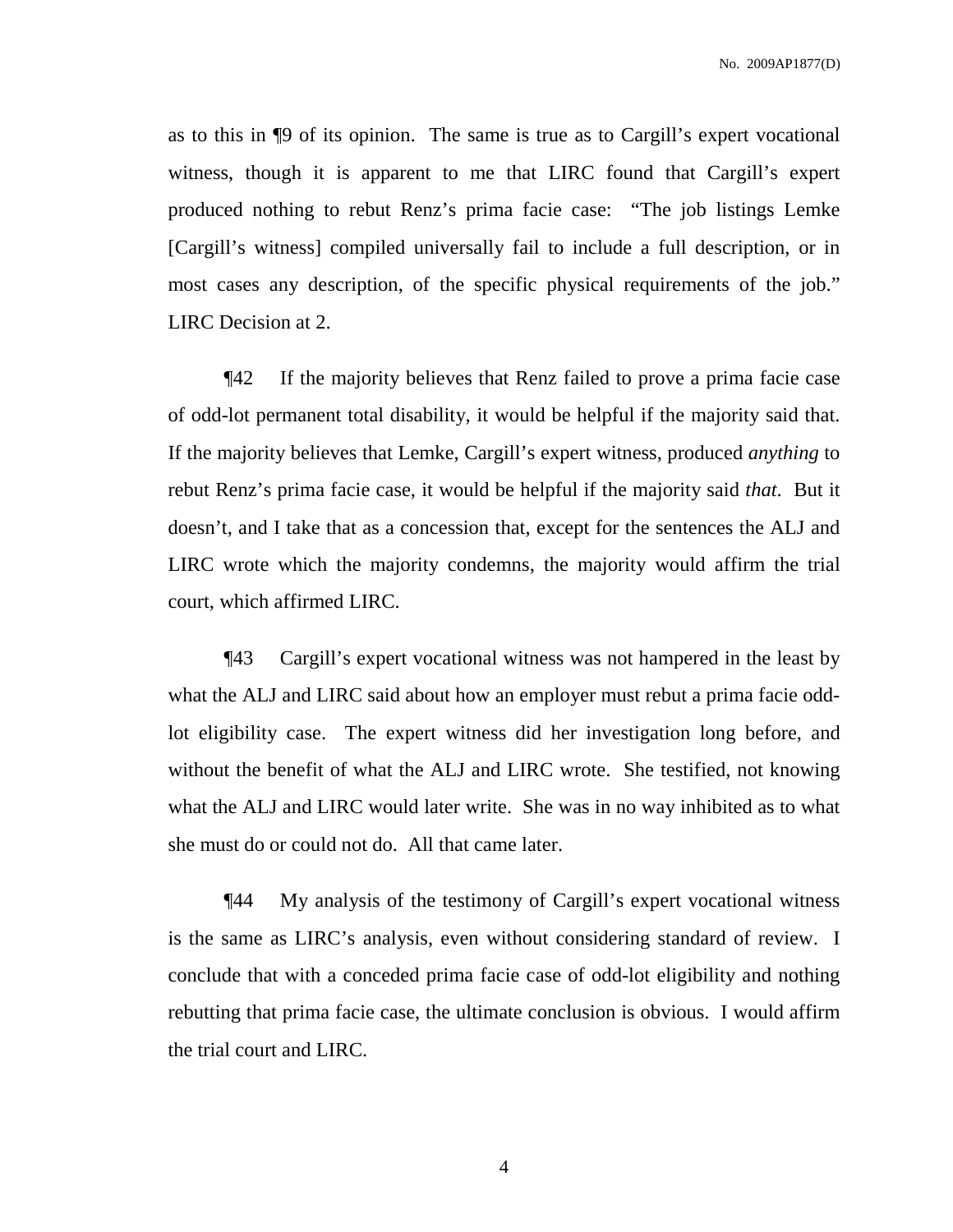as to this in ¶9 of its opinion. The same is true as to Cargill's expert vocational witness, though it is apparent to me that LIRC found that Cargill's expert produced nothing to rebut Renz's prima facie case: "The job listings Lemke [Cargill's witness] compiled universally fail to include a full description, or in most cases any description, of the specific physical requirements of the job." LIRC Decision at 2.

¶42 If the majority believes that Renz failed to prove a prima facie case of odd-lot permanent total disability, it would be helpful if the majority said that. If the majority believes that Lemke, Cargill's expert witness, produced *anything* to rebut Renz's prima facie case, it would be helpful if the majority said *that*. But it doesn't, and I take that as a concession that, except for the sentences the ALJ and LIRC wrote which the majority condemns, the majority would affirm the trial court, which affirmed LIRC.

¶43 Cargill's expert vocational witness was not hampered in the least by what the ALJ and LIRC said about how an employer must rebut a prima facie odd-lot eligibility case. The expert witness did her investigation long before, and without the benefit of what the ALJ and LIRC wrote. She testified, not knowing what the ALJ and LIRC would later write. She was in no way inhibited as to what she must do or could not do. All that came later.

¶44 My analysis of the testimony of Cargill's expert vocational witness is the same as LIRC's analysis, even without considering standard of review. I conclude that with a conceded prima facie case of odd-lot eligibility and nothing rebutting that prima facie case, the ultimate conclusion is obvious. I would affirm the trial court and LIRC.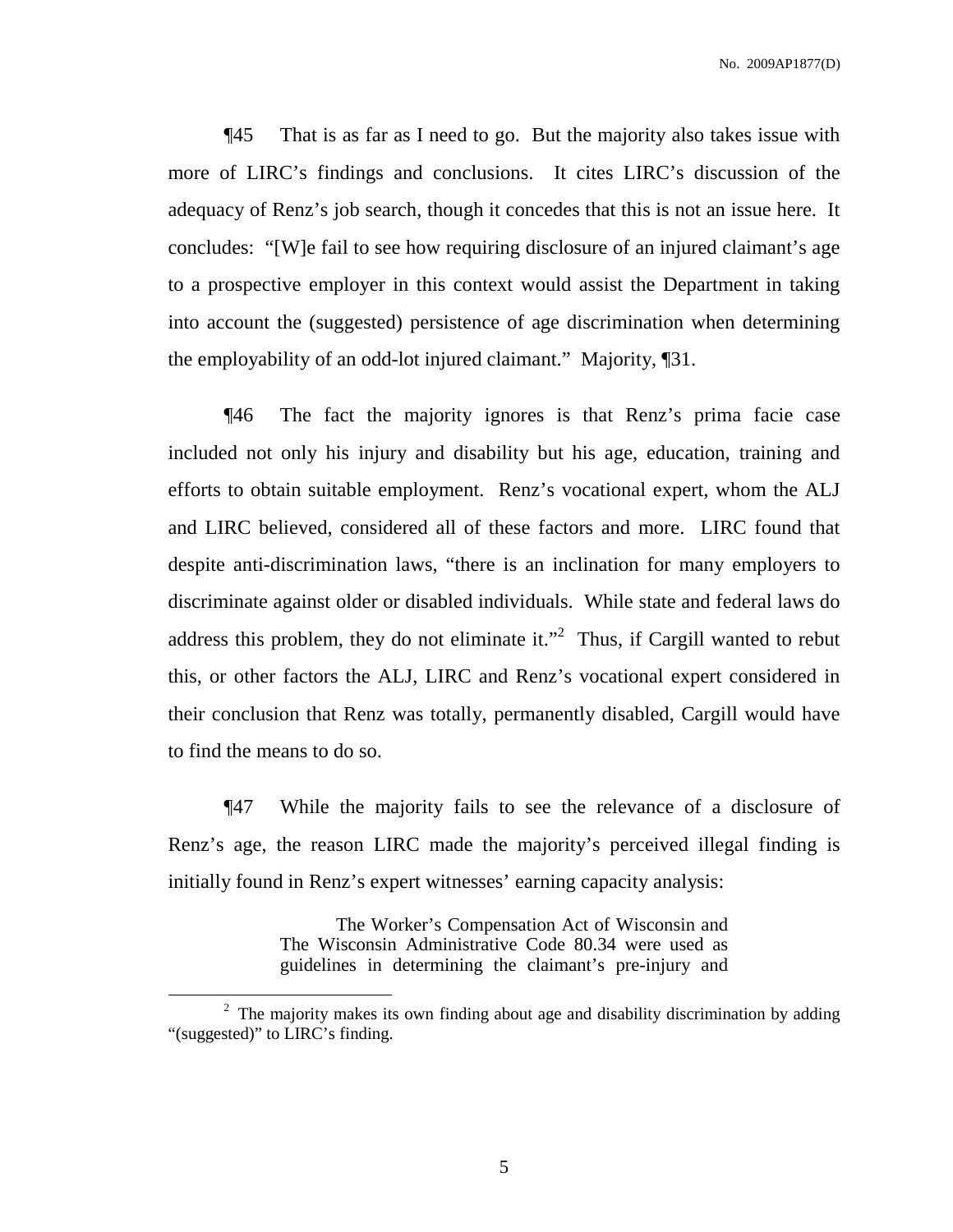¶45 That is as far as I need to go. But the majority also takes issue with more of LIRC's findings and conclusions. It cites LIRC's discussion of the adequacy of Renz's job search, though it concedes that this is not an issue here. It concludes: "[W]e fail to see how requiring disclosure of an injured claimant's age to a prospective employer in this context would assist the Department in taking into account the (suggested) persistence of age discrimination when determining the employability of an odd-lot injured claimant." Majority, ¶31.

¶46 The fact the majority ignores is that Renz's prima facie case included not only his injury and disability but his age, education, training and efforts to obtain suitable employment. Renz's vocational expert, whom the ALJ and LIRC believed, considered all of these factors and more. LIRC found that despite anti-discrimination laws, "there is an inclination for many employers to discriminate against older or disabled individuals. While state and federal laws do address this problem, they do not eliminate it."[2] Thus, if Cargill wanted to rebut this, or other factors the ALJ, LIRC and Renz's vocational expert considered in their conclusion that Renz was totally, permanently disabled, Cargill would have to find the means to do so.

¶47 While the majority fails to see the relevance of a disclosure of Renz's age, the reason LIRC made the majority's perceived illegal finding is initially found in Renz's expert witnesses' earning capacity analysis:

> The Worker's Compensation Act of Wisconsin and The Wisconsin Administrative Code 80.34 were used as guidelines in determining the claimant's pre-injury and

[2] The majority makes its own finding about age and disability discrimination by adding "(suggested)" to LIRC's finding.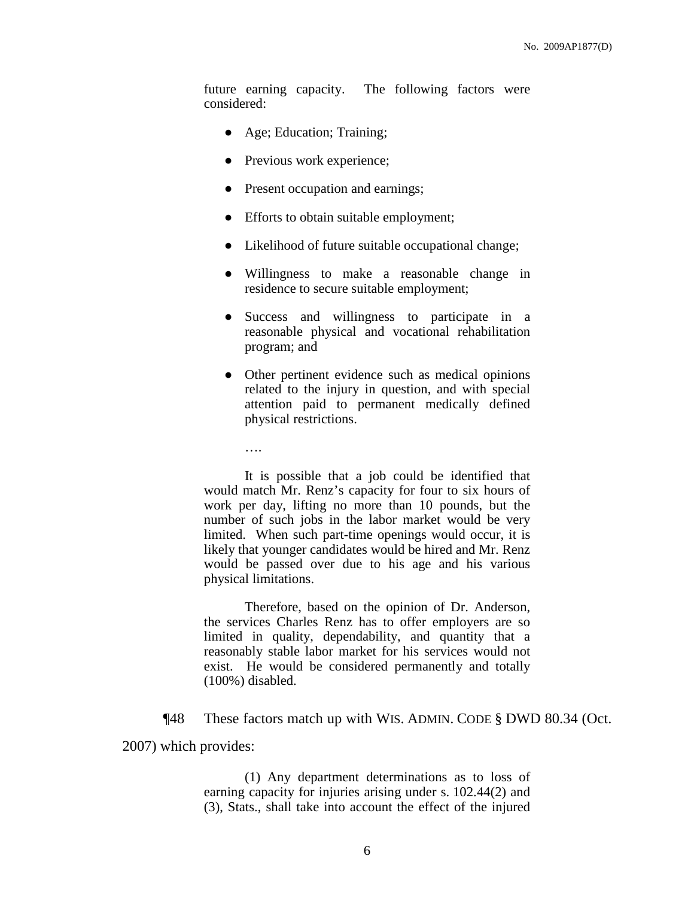> future earning capacity. The following factors were considered:
>
> - Age; Education; Training;
> - Previous work experience;
> - Present occupation and earnings;
> - Efforts to obtain suitable employment;
> - Likelihood of future suitable occupational change;
> - Willingness to make a reasonable change in residence to secure suitable employment;
> - Success and willingness to participate in a reasonable physical and vocational rehabilitation program; and
> - Other pertinent evidence such as medical opinions related to the injury in question, and with special attention paid to permanent medically defined physical restrictions.
>
> ….
>
> It is possible that a job could be identified that would match Mr. Renz's capacity for four to six hours of work per day, lifting no more than 10 pounds, but the number of such jobs in the labor market would be very limited. When such part-time openings would occur, it is likely that younger candidates would be hired and Mr. Renz would be passed over due to his age and his various physical limitations.
>
> Therefore, based on the opinion of Dr. Anderson, the services Charles Renz has to offer employers are so limited in quality, dependability, and quantity that a reasonably stable labor market for his services would not exist. He would be considered permanently and totally (100%) disabled.

¶48 These factors match up with WIS. ADMIN. CODE § DWD 80.34 (Oct. 2007) which provides:

> (1) Any department determinations as to loss of earning capacity for injuries arising under s. 102.44(2) and (3), Stats., shall take into account the effect of the injured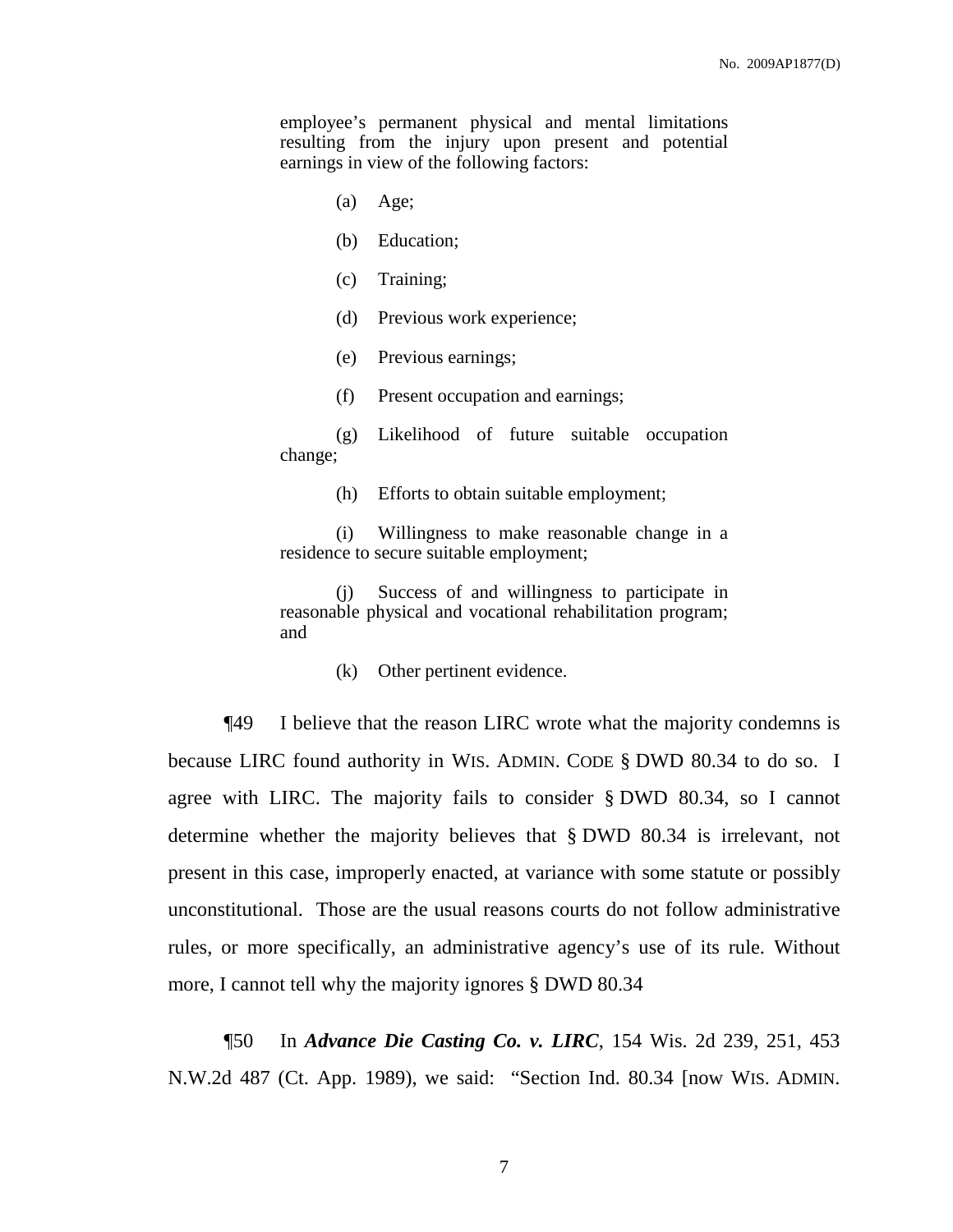employee's permanent physical and mental limitations resulting from the injury upon present and potential earnings in view of the following factors:

> (a) Age;
>
> (b) Education;
>
> (c) Training;
>
> (d) Previous work experience;
>
> (e) Previous earnings;
>
> (f) Present occupation and earnings;
>
> (g) Likelihood of future suitable occupation change;
>
> (h) Efforts to obtain suitable employment;
>
> (i) Willingness to make reasonable change in a residence to secure suitable employment;
>
> (j) Success of and willingness to participate in reasonable physical and vocational rehabilitation program; and
>
> (k) Other pertinent evidence.

¶49 I believe that the reason LIRC wrote what the majority condemns is because LIRC found authority in WIS. ADMIN. CODE § DWD 80.34 to do so. I agree with LIRC. The majority fails to consider § DWD 80.34, so I cannot determine whether the majority believes that § DWD 80.34 is irrelevant, not present in this case, improperly enacted, at variance with some statute or possibly unconstitutional. Those are the usual reasons courts do not follow administrative rules, or more specifically, an administrative agency's use of its rule. Without more, I cannot tell why the majority ignores § DWD 80.34

¶50 In ***Advance Die Casting Co. v. LIRC***, 154 Wis. 2d 239, 251, 453 N.W.2d 487 (Ct. App. 1989), we said: "Section Ind. 80.34 [now WIS. ADMIN.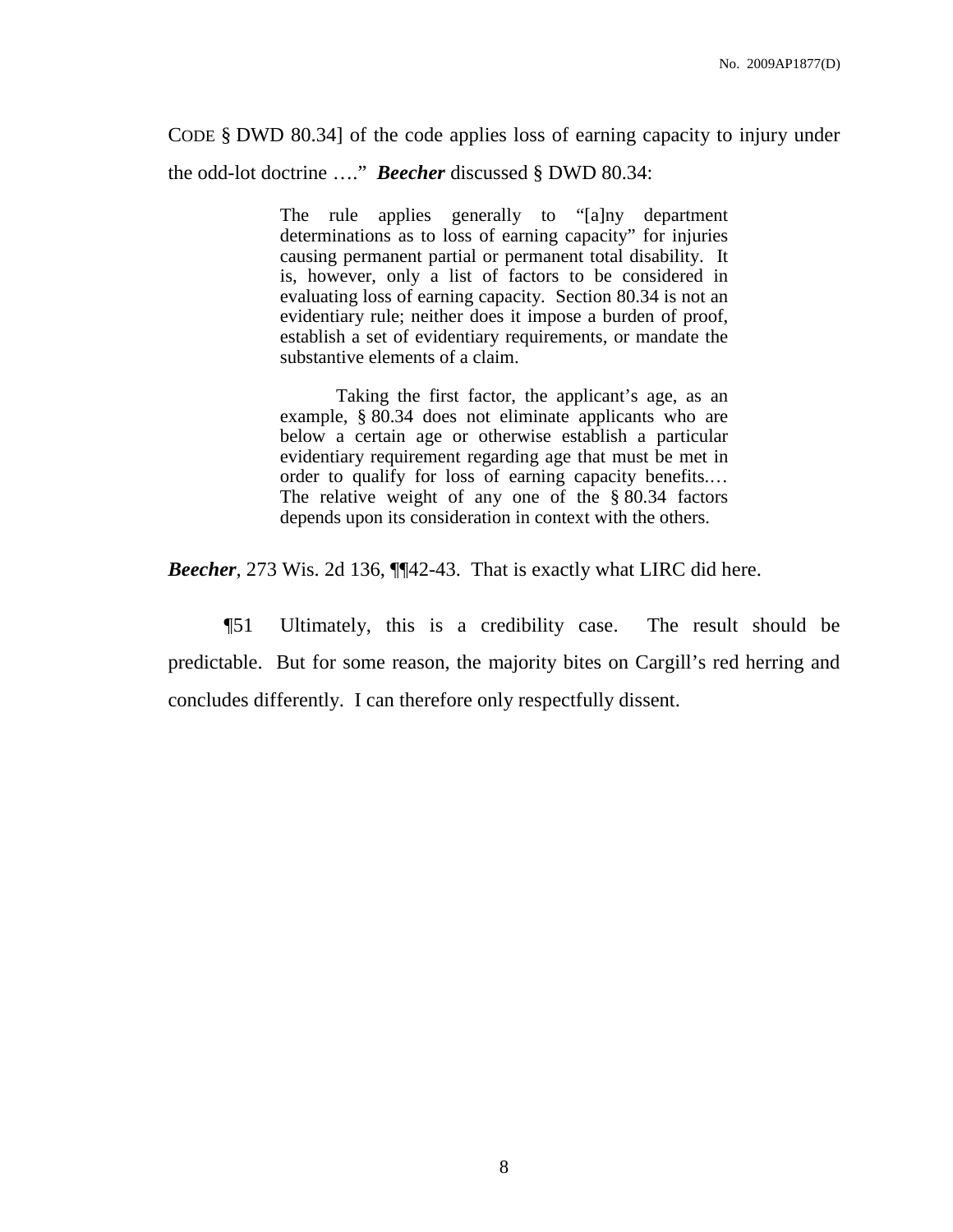CODE § DWD 80.34] of the code applies loss of earning capacity to injury under the odd-lot doctrine …." ***Beecher*** discussed § DWD 80.34:

> The rule applies generally to "[a]ny department determinations as to loss of earning capacity" for injuries causing permanent partial or permanent total disability. It is, however, only a list of factors to be considered in evaluating loss of earning capacity. Section 80.34 is not an evidentiary rule; neither does it impose a burden of proof, establish a set of evidentiary requirements, or mandate the substantive elements of a claim.
>
> Taking the first factor, the applicant's age, as an example, § 80.34 does not eliminate applicants who are below a certain age or otherwise establish a particular evidentiary requirement regarding age that must be met in order to qualify for loss of earning capacity benefits.… The relative weight of any one of the § 80.34 factors depends upon its consideration in context with the others.

***Beecher***, 273 Wis. 2d 136, ¶¶42-43. That is exactly what LIRC did here.

¶51 Ultimately, this is a credibility case. The result should be predictable. But for some reason, the majority bites on Cargill's red herring and concludes differently. I can therefore only respectfully dissent.